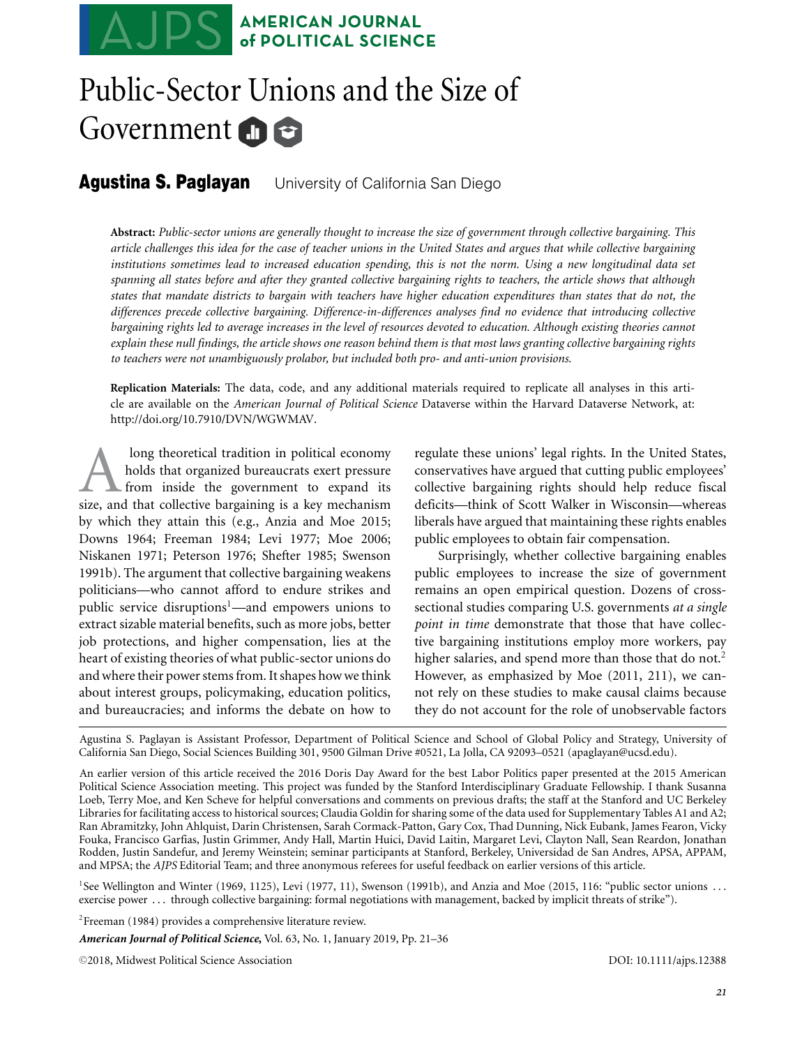# Public-Sector Unions and the Size of Government

**Agustina S. Paglayan** University of California San Diego

**Abstract:** *Public-sector unions are generally thought to increase the size of government through collective bargaining. This article challenges this idea for the case of teacher unions in the United States and argues that while collective bargaining institutions sometimes lead to increased education spending, this is not the norm. Using a new longitudinal data set spanning all states before and after they granted collective bargaining rights to teachers, the article shows that although states that mandate districts to bargain with teachers have higher education expenditures than states that do not, the differences precede collective bargaining. Difference-in-differences analyses find no evidence that introducing collective bargaining rights led to average increases in the level of resources devoted to education. Although existing theories cannot explain these null findings, the article shows one reason behind them is that most laws granting collective bargaining rights to teachers were not unambiguously prolabor, but included both pro- and anti-union provisions.*

**Replication Materials:** The data, code, and any additional materials required to replicate all analyses in this article are available on the *American Journal of Political Science* Dataverse within the Harvard Dataverse Network, at: http://doi.org/10.7910/DVN/WGWMAV.

A long theoretical tradition in political economy holds that organized bureaucrats exert pressure from inside the government to expand its size, and that collective bargaining is a key mechanism by which they attain this (e.g., Anzia and Moe 2015; Downs 1964; Freeman 1984; Levi 1977; Moe 2006; Niskanen 1971; Peterson 1976; Shefter 1985; Swenson 1991b). The argument that collective bargaining weakens politicians—who cannot afford to endure strikes and public service disruptions[1]—and empowers unions to extract sizable material benefits, such as more jobs, better job protections, and higher compensation, lies at the heart of existing theories of what public-sector unions do and where their power stems from. It shapes how we think about interest groups, policymaking, education politics, and bureaucracies; and informs the debate on how to regulate these unions' legal rights. In the United States, conservatives have argued that cutting public employees' collective bargaining rights should help reduce fiscal deficits—think of Scott Walker in Wisconsin—whereas liberals have argued that maintaining these rights enables public employees to obtain fair compensation.

Surprisingly, whether collective bargaining enables public employees to increase the size of government remains an open empirical question. Dozens of cross-sectional studies comparing U.S. governments *at a single point in time* demonstrate that those that have collective bargaining institutions employ more workers, pay higher salaries, and spend more than those that do not.[2] However, as emphasized by Moe (2011, 211), we cannot rely on these studies to make causal claims because they do not account for the role of unobservable factors

---

Agustina S. Paglayan is Assistant Professor, Department of Political Science and School of Global Policy and Strategy, University of California San Diego, Social Sciences Building 301, 9500 Gilman Drive #0521, La Jolla, CA 92093–0521 (apaglayan@ucsd.edu).

An earlier version of this article received the 2016 Doris Day Award for the best Labor Politics paper presented at the 2015 American Political Science Association meeting. This project was funded by the Stanford Interdisciplinary Graduate Fellowship. I thank Susanna Loeb, Terry Moe, and Ken Scheve for helpful conversations and comments on previous drafts; the staff at the Stanford and UC Berkeley Libraries for facilitating access to historical sources; Claudia Goldin for sharing some of the data used for Supplementary Tables A1 and A2; Ran Abramitzky, John Ahlquist, Darin Christensen, Sarah Cormack-Patton, Gary Cox, Thad Dunning, Nick Eubank, James Fearon, Vicky Fouka, Francisco Garfias, Justin Grimmer, Andy Hall, Martin Huici, David Laitin, Margaret Levi, Clayton Nall, Sean Reardon, Jonathan Rodden, Justin Sandefur, and Jeremy Weinstein; seminar participants at Stanford, Berkeley, Universidad de San Andres, APSA, APPAM, and MPSA; the *AJPS* Editorial Team; and three anonymous referees for useful feedback on earlier versions of this article.

[1] See Wellington and Winter (1969, 1125), Levi (1977, 11), Swenson (1991b), and Anzia and Moe (2015, 116: "public sector unions ... exercise power ... through collective bargaining: formal negotiations with management, backed by implicit threats of strike").

[2] Freeman (1984) provides a comprehensive literature review.

*American Journal of Political Science*, Vol. 63, No. 1, January 2019, Pp. 21–36

©2018, Midwest Political Science Association DOI: 10.1111/ajps.12388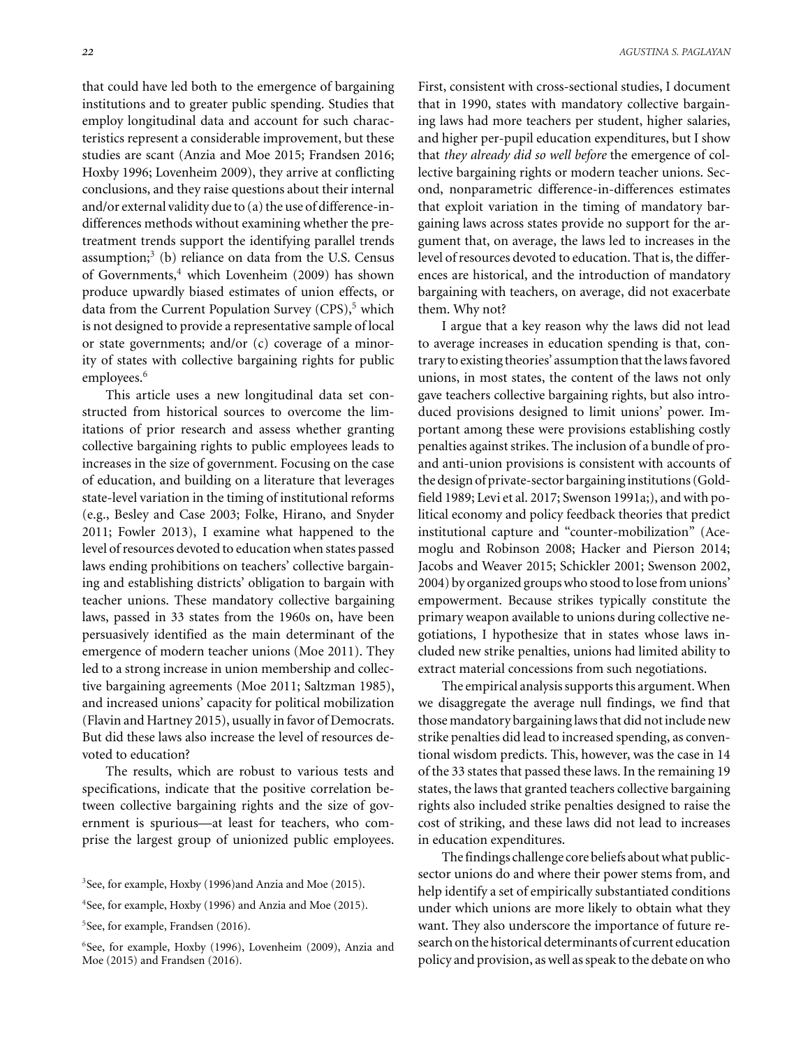that could have led both to the emergence of bargaining institutions and to greater public spending. Studies that employ longitudinal data and account for such characteristics represent a considerable improvement, but these studies are scant (Anzia and Moe 2015; Frandsen 2016; Hoxby 1996; Lovenheim 2009), they arrive at conflicting conclusions, and they raise questions about their internal and/or external validity due to (a) the use of difference-in-differences methods without examining whether the pretreatment trends support the identifying parallel trends assumption;[3] (b) reliance on data from the U.S. Census of Governments,[4] which Lovenheim (2009) has shown produce upwardly biased estimates of union effects, or data from the Current Population Survey (CPS),[5] which is not designed to provide a representative sample of local or state governments; and/or (c) coverage of a minority of states with collective bargaining rights for public employees.[6]

This article uses a new longitudinal data set constructed from historical sources to overcome the limitations of prior research and assess whether granting collective bargaining rights to public employees leads to increases in the size of government. Focusing on the case of education, and building on a literature that leverages state-level variation in the timing of institutional reforms (e.g., Besley and Case 2003; Folke, Hirano, and Snyder 2011; Fowler 2013), I examine what happened to the level of resources devoted to education when states passed laws ending prohibitions on teachers' collective bargaining and establishing districts' obligation to bargain with teacher unions. These mandatory collective bargaining laws, passed in 33 states from the 1960s on, have been persuasively identified as the main determinant of the emergence of modern teacher unions (Moe 2011). They led to a strong increase in union membership and collective bargaining agreements (Moe 2011; Saltzman 1985), and increased unions' capacity for political mobilization (Flavin and Hartney 2015), usually in favor of Democrats. But did these laws also increase the level of resources devoted to education?

The results, which are robust to various tests and specifications, indicate that the positive correlation between collective bargaining rights and the size of government is spurious—at least for teachers, who comprise the largest group of unionized public employees. First, consistent with cross-sectional studies, I document that in 1990, states with mandatory collective bargaining laws had more teachers per student, higher salaries, and higher per-pupil education expenditures, but I show that *they already did so well before* the emergence of collective bargaining rights or modern teacher unions. Second, nonparametric difference-in-differences estimates that exploit variation in the timing of mandatory bargaining laws across states provide no support for the argument that, on average, the laws led to increases in the level of resources devoted to education. That is, the differences are historical, and the introduction of mandatory bargaining with teachers, on average, did not exacerbate them. Why not?

I argue that a key reason why the laws did not lead to average increases in education spending is that, contrary to existing theories' assumption that the laws favored unions, in most states, the content of the laws not only gave teachers collective bargaining rights, but also introduced provisions designed to limit unions' power. Important among these were provisions establishing costly penalties against strikes. The inclusion of a bundle of pro- and anti-union provisions is consistent with accounts of the design of private-sector bargaining institutions (Goldfield 1989; Levi et al. 2017; Swenson 1991a;), and with political economy and policy feedback theories that predict institutional capture and "counter-mobilization" (Acemoglu and Robinson 2008; Hacker and Pierson 2014; Jacobs and Weaver 2015; Schickler 2001; Swenson 2002, 2004) by organized groups who stood to lose from unions' empowerment. Because strikes typically constitute the primary weapon available to unions during collective negotiations, I hypothesize that in states whose laws included new strike penalties, unions had limited ability to extract material concessions from such negotiations.

The empirical analysis supports this argument. When we disaggregate the average null findings, we find that those mandatory bargaining laws that did not include new strike penalties did lead to increased spending, as conventional wisdom predicts. This, however, was the case in 14 of the 33 states that passed these laws. In the remaining 19 states, the laws that granted teachers collective bargaining rights also included strike penalties designed to raise the cost of striking, and these laws did not lead to increases in education expenditures.

The findings challenge core beliefs about what public-sector unions do and where their power stems from, and help identify a set of empirically substantiated conditions under which unions are more likely to obtain what they want. They also underscore the importance of future research on the historical determinants of current education policy and provision, as well as speak to the debate on who

[3]See, for example, Hoxby (1996)and Anzia and Moe (2015).

[4]See, for example, Hoxby (1996) and Anzia and Moe (2015).

[5]See, for example, Frandsen (2016).

[6]See, for example, Hoxby (1996), Lovenheim (2009), Anzia and Moe (2015) and Frandsen (2016).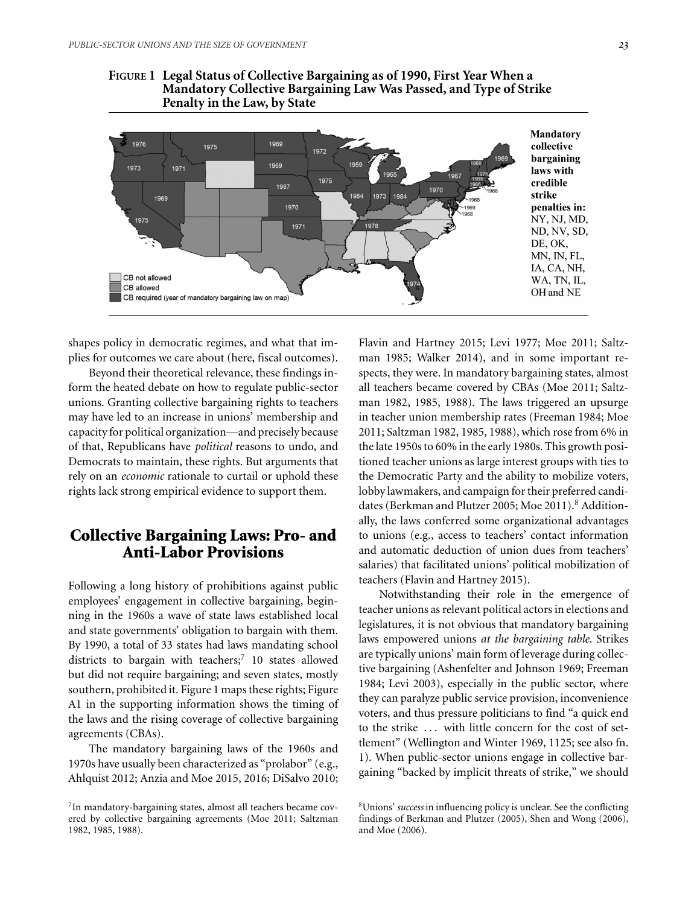**FIGURE 1 Legal Status of Collective Bargaining as of 1990, First Year When a Mandatory Collective Bargaining Law Was Passed, and Type of Strike Penalty in the Law, by State**

CB not allowed
CB allowed
CB required (year of mandatory bargaining law on map)

**Mandatory collective bargaining laws with credible strike penalties in:** NY, NJ, MD, ND, NV, SD, DE, OK, MN, IN, FL, IA, CA, NH, WA, TN, IL, OH and NE

shapes policy in democratic regimes, and what that implies for outcomes we care about (here, fiscal outcomes).

Beyond their theoretical relevance, these findings inform the heated debate on how to regulate public-sector unions. Granting collective bargaining rights to teachers may have led to an increase in unions' membership and capacity for political organization—and precisely because of that, Republicans have *political* reasons to undo, and Democrats to maintain, these rights. But arguments that rely on an *economic* rationale to curtail or uphold these rights lack strong empirical evidence to support them.

## Collective Bargaining Laws: Pro- and Anti-Labor Provisions

Following a long history of prohibitions against public employees' engagement in collective bargaining, beginning in the 1960s a wave of state laws established local and state governments' obligation to bargain with them. By 1990, a total of 33 states had laws mandating school districts to bargain with teachers;[7] 10 states allowed but did not require bargaining; and seven states, mostly southern, prohibited it. Figure 1 maps these rights; Figure A1 in the supporting information shows the timing of the laws and the rising coverage of collective bargaining agreements (CBAs).

The mandatory bargaining laws of the 1960s and 1970s have usually been characterized as "prolabor" (e.g., Ahlquist 2012; Anzia and Moe 2015, 2016; DiSalvo 2010; Flavin and Hartney 2015; Levi 1977; Moe 2011; Saltzman 1985; Walker 2014), and in some important respects, they were. In mandatory bargaining states, almost all teachers became covered by CBAs (Moe 2011; Saltzman 1982, 1985, 1988). The laws triggered an upsurge in teacher union membership rates (Freeman 1984; Moe 2011; Saltzman 1982, 1985, 1988), which rose from 6% in the late 1950s to 60% in the early 1980s. This growth positioned teacher unions as large interest groups with ties to the Democratic Party and the ability to mobilize voters, lobby lawmakers, and campaign for their preferred candidates (Berkman and Plutzer 2005; Moe 2011).[8] Additionally, the laws conferred some organizational advantages to unions (e.g., access to teachers' contact information and automatic deduction of union dues from teachers' salaries) that facilitated unions' political mobilization of teachers (Flavin and Hartney 2015).

Notwithstanding their role in the emergence of teacher unions as relevant political actors in elections and legislatures, it is not obvious that mandatory bargaining laws empowered unions *at the bargaining table*. Strikes are typically unions' main form of leverage during collective bargaining (Ashenfelter and Johnson 1969; Freeman 1984; Levi 2003), especially in the public sector, where they can paralyze public service provision, inconvenience voters, and thus pressure politicians to find "a quick end to the strike ... with little concern for the cost of settlement" (Wellington and Winter 1969, 1125; see also fn. 1). When public-sector unions engage in collective bargaining "backed by implicit threats of strike," we should

[7] In mandatory-bargaining states, almost all teachers became covered by collective bargaining agreements (Moe 2011; Saltzman 1982, 1985, 1988).

[8] Unions' *success* in influencing policy is unclear. See the conflicting findings of Berkman and Plutzer (2005), Shen and Wong (2006), and Moe (2006).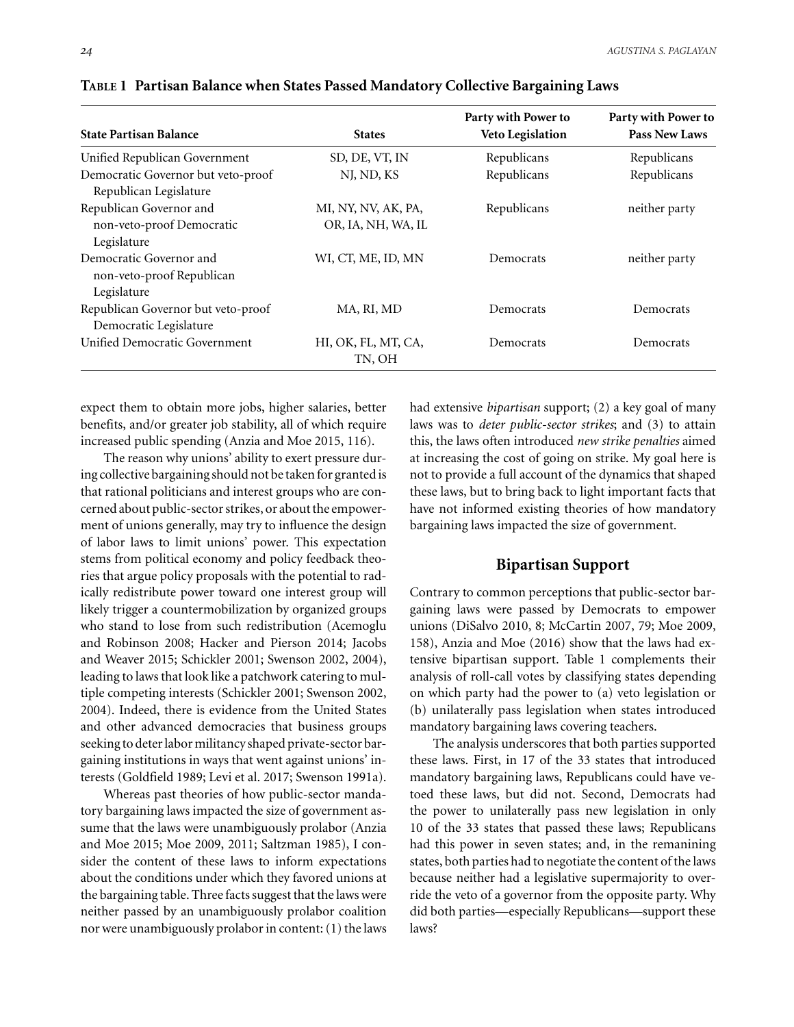**TABLE 1 Partisan Balance when States Passed Mandatory Collective Bargaining Laws**

| State Partisan Balance | States | Party with Power to Veto Legislation | Party with Power to Pass New Laws |
|---|---|---|---|
| Unified Republican Government | SD, DE, VT, IN | Republicans | Republicans |
| Democratic Governor but veto-proof Republican Legislature | NJ, ND, KS | Republicans | Republicans |
| Republican Governor and non-veto-proof Democratic Legislature | MI, NY, NV, AK, PA, OR, IA, NH, WA, IL | Republicans | neither party |
| Democratic Governor and non-veto-proof Republican Legislature | WI, CT, ME, ID, MN | Democrats | neither party |
| Republican Governor but veto-proof Democratic Legislature | MA, RI, MD | Democrats | Democrats |
| Unified Democratic Government | HI, OK, FL, MT, CA, TN, OH | Democrats | Democrats |

expect them to obtain more jobs, higher salaries, better benefits, and/or greater job stability, all of which require increased public spending (Anzia and Moe 2015, 116).

The reason why unions' ability to exert pressure during collective bargaining should not be taken for granted is that rational politicians and interest groups who are concerned about public-sector strikes, or about the empowerment of unions generally, may try to influence the design of labor laws to limit unions' power. This expectation stems from political economy and policy feedback theories that argue policy proposals with the potential to radically redistribute power toward one interest group will likely trigger a countermobilization by organized groups who stand to lose from such redistribution (Acemoglu and Robinson 2008; Hacker and Pierson 2014; Jacobs and Weaver 2015; Schickler 2001; Swenson 2002, 2004), leading to laws that look like a patchwork catering to multiple competing interests (Schickler 2001; Swenson 2002, 2004). Indeed, there is evidence from the United States and other advanced democracies that business groups seeking to deter labor militancy shaped private-sector bargaining institutions in ways that went against unions' interests (Goldfield 1989; Levi et al. 2017; Swenson 1991a).

Whereas past theories of how public-sector mandatory bargaining laws impacted the size of government assume that the laws were unambiguously prolabor (Anzia and Moe 2015; Moe 2009, 2011; Saltzman 1985), I consider the content of these laws to inform expectations about the conditions under which they favored unions at the bargaining table. Three facts suggest that the laws were neither passed by an unambiguously prolabor coalition nor were unambiguously prolabor in content: (1) the laws had extensive *bipartisan* support; (2) a key goal of many laws was to *deter public-sector strikes*; and (3) to attain this, the laws often introduced *new strike penalties* aimed at increasing the cost of going on strike. My goal here is not to provide a full account of the dynamics that shaped these laws, but to bring back to light important facts that have not informed existing theories of how mandatory bargaining laws impacted the size of government.

## Bipartisan Support

Contrary to common perceptions that public-sector bargaining laws were passed by Democrats to empower unions (DiSalvo 2010, 8; McCartin 2007, 79; Moe 2009, 158), Anzia and Moe (2016) show that the laws had extensive bipartisan support. Table 1 complements their analysis of roll-call votes by classifying states depending on which party had the power to (a) veto legislation or (b) unilaterally pass legislation when states introduced mandatory bargaining laws covering teachers.

The analysis underscores that both parties supported these laws. First, in 17 of the 33 states that introduced mandatory bargaining laws, Republicans could have vetoed these laws, but did not. Second, Democrats had the power to unilaterally pass new legislation in only 10 of the 33 states that passed these laws; Republicans had this power in seven states; and, in the remanining states, both parties had to negotiate the content of the laws because neither had a legislative supermajority to override the veto of a governor from the opposite party. Why did both parties—especially Republicans—support these laws?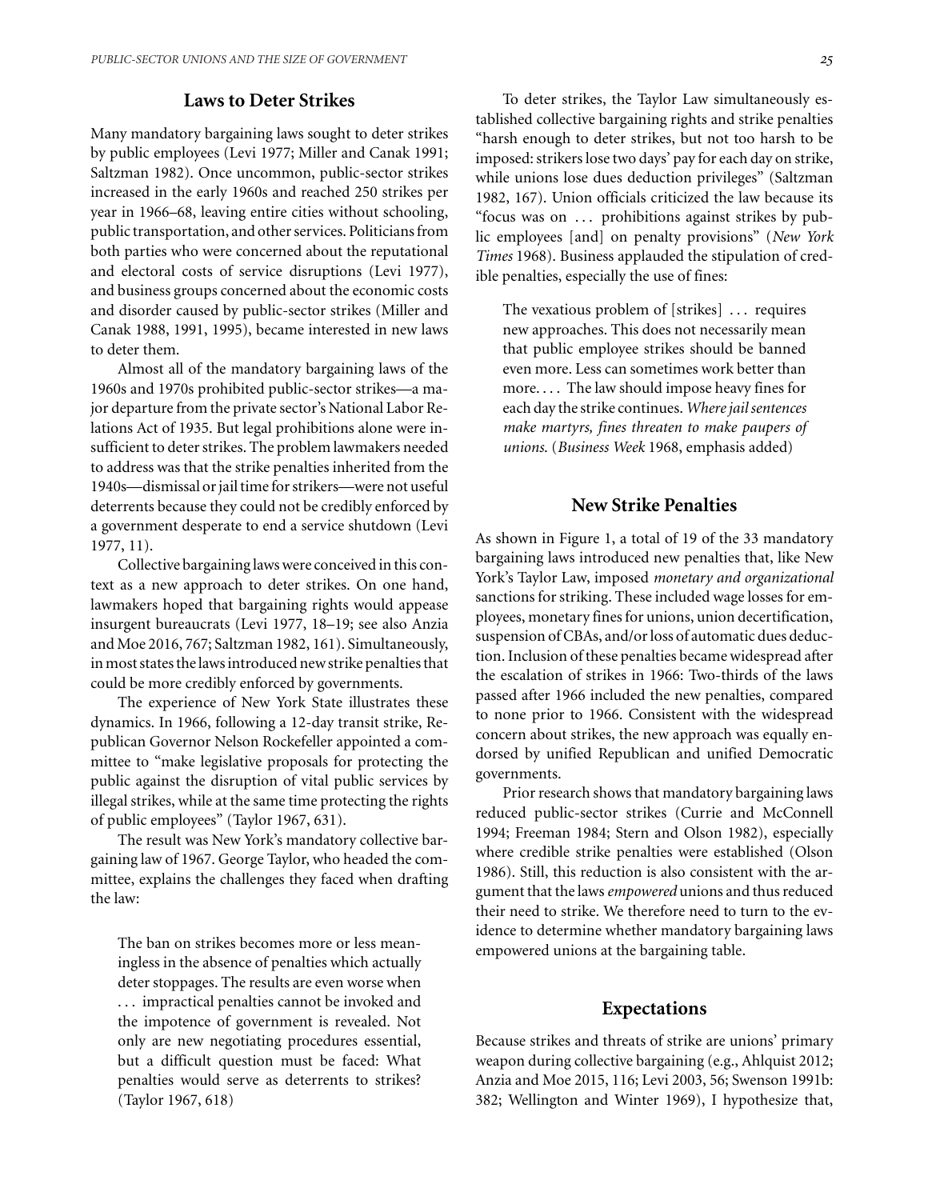## Laws to Deter Strikes

Many mandatory bargaining laws sought to deter strikes by public employees (Levi 1977; Miller and Canak 1991; Saltzman 1982). Once uncommon, public-sector strikes increased in the early 1960s and reached 250 strikes per year in 1966–68, leaving entire cities without schooling, public transportation, and other services. Politicians from both parties who were concerned about the reputational and electoral costs of service disruptions (Levi 1977), and business groups concerned about the economic costs and disorder caused by public-sector strikes (Miller and Canak 1988, 1991, 1995), became interested in new laws to deter them.

Almost all of the mandatory bargaining laws of the 1960s and 1970s prohibited public-sector strikes—a major departure from the private sector's National Labor Relations Act of 1935. But legal prohibitions alone were insufficient to deter strikes. The problem lawmakers needed to address was that the strike penalties inherited from the 1940s—dismissal or jail time for strikers—were not useful deterrents because they could not be credibly enforced by a government desperate to end a service shutdown (Levi 1977, 11).

Collective bargaining laws were conceived in this context as a new approach to deter strikes. On one hand, lawmakers hoped that bargaining rights would appease insurgent bureaucrats (Levi 1977, 18–19; see also Anzia and Moe 2016, 767; Saltzman 1982, 161). Simultaneously, in most states the laws introduced new strike penalties that could be more credibly enforced by governments.

The experience of New York State illustrates these dynamics. In 1966, following a 12-day transit strike, Republican Governor Nelson Rockefeller appointed a committee to "make legislative proposals for protecting the public against the disruption of vital public services by illegal strikes, while at the same time protecting the rights of public employees" (Taylor 1967, 631).

The result was New York's mandatory collective bargaining law of 1967. George Taylor, who headed the committee, explains the challenges they faced when drafting the law:

> The ban on strikes becomes more or less meaningless in the absence of penalties which actually deter stoppages. The results are even worse when . . . impractical penalties cannot be invoked and the impotence of government is revealed. Not only are new negotiating procedures essential, but a difficult question must be faced: What penalties would serve as deterrents to strikes? (Taylor 1967, 618)

To deter strikes, the Taylor Law simultaneously established collective bargaining rights and strike penalties "harsh enough to deter strikes, but not too harsh to be imposed: strikers lose two days' pay for each day on strike, while unions lose dues deduction privileges" (Saltzman 1982, 167). Union officials criticized the law because its "focus was on . . . prohibitions against strikes by public employees [and] on penalty provisions" (*New York Times* 1968). Business applauded the stipulation of credible penalties, especially the use of fines:

> The vexatious problem of [strikes] . . . requires new approaches. This does not necessarily mean that public employee strikes should be banned even more. Less can sometimes work better than more. . . . The law should impose heavy fines for each day the strike continues. *Where jail sentences make martyrs, fines threaten to make paupers of unions.* (*Business Week* 1968, emphasis added)

## New Strike Penalties

As shown in Figure 1, a total of 19 of the 33 mandatory bargaining laws introduced new penalties that, like New York's Taylor Law, imposed *monetary and organizational* sanctions for striking. These included wage losses for employees, monetary fines for unions, union decertification, suspension of CBAs, and/or loss of automatic dues deduction. Inclusion of these penalties became widespread after the escalation of strikes in 1966: Two-thirds of the laws passed after 1966 included the new penalties, compared to none prior to 1966. Consistent with the widespread concern about strikes, the new approach was equally endorsed by unified Republican and unified Democratic governments.

Prior research shows that mandatory bargaining laws reduced public-sector strikes (Currie and McConnell 1994; Freeman 1984; Stern and Olson 1982), especially where credible strike penalties were established (Olson 1986). Still, this reduction is also consistent with the argument that the laws *empowered* unions and thus reduced their need to strike. We therefore need to turn to the evidence to determine whether mandatory bargaining laws empowered unions at the bargaining table.

## Expectations

Because strikes and threats of strike are unions' primary weapon during collective bargaining (e.g., Ahlquist 2012; Anzia and Moe 2015, 116; Levi 2003, 56; Swenson 1991b: 382; Wellington and Winter 1969), I hypothesize that,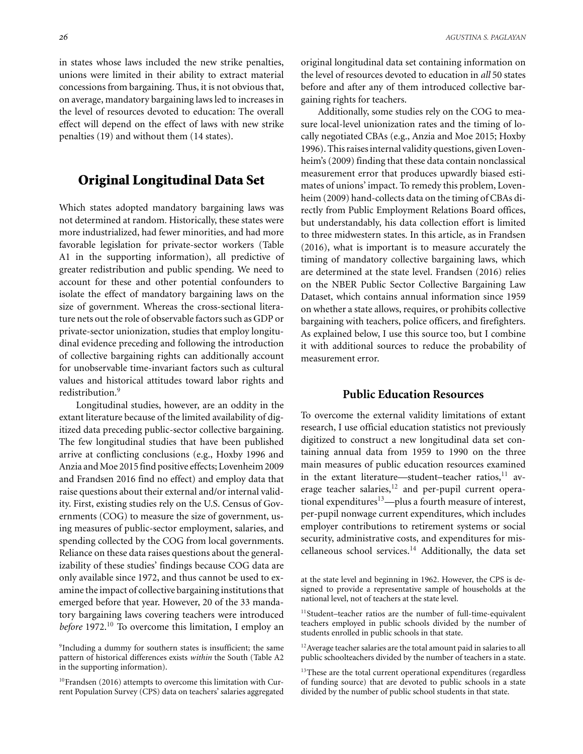in states whose laws included the new strike penalties, unions were limited in their ability to extract material concessions from bargaining. Thus, it is not obvious that, on average, mandatory bargaining laws led to increases in the level of resources devoted to education: The overall effect will depend on the effect of laws with new strike penalties (19) and without them (14 states).

## Original Longitudinal Data Set

Which states adopted mandatory bargaining laws was not determined at random. Historically, these states were more industrialized, had fewer minorities, and had more favorable legislation for private-sector workers (Table A1 in the supporting information), all predictive of greater redistribution and public spending. We need to account for these and other potential confounders to isolate the effect of mandatory bargaining laws on the size of government. Whereas the cross-sectional literature nets out the role of observable factors such as GDP or private-sector unionization, studies that employ longitudinal evidence preceding and following the introduction of collective bargaining rights can additionally account for unobservable time-invariant factors such as cultural values and historical attitudes toward labor rights and redistribution.[9]

Longitudinal studies, however, are an oddity in the extant literature because of the limited availability of digitized data preceding public-sector collective bargaining. The few longitudinal studies that have been published arrive at conflicting conclusions (e.g., Hoxby 1996 and Anzia and Moe 2015 find positive effects; Lovenheim 2009 and Frandsen 2016 find no effect) and employ data that raise questions about their external and/or internal validity. First, existing studies rely on the U.S. Census of Governments (COG) to measure the size of government, using measures of public-sector employment, salaries, and spending collected by the COG from local governments. Reliance on these data raises questions about the generalizability of these studies' findings because COG data are only available since 1972, and thus cannot be used to examine the impact of collective bargaining institutions that emerged before that year. However, 20 of the 33 mandatory bargaining laws covering teachers were introduced *before* 1972.[10] To overcome this limitation, I employ an original longitudinal data set containing information on the level of resources devoted to education in *all* 50 states before and after any of them introduced collective bargaining rights for teachers.

Additionally, some studies rely on the COG to measure local-level unionization rates and the timing of locally negotiated CBAs (e.g., Anzia and Moe 2015; Hoxby 1996). This raises internal validity questions, given Lovenheim's (2009) finding that these data contain nonclassical measurement error that produces upwardly biased estimates of unions' impact. To remedy this problem, Lovenheim (2009) hand-collects data on the timing of CBAs directly from Public Employment Relations Board offices, but understandably, his data collection effort is limited to three midwestern states. In this article, as in Frandsen (2016), what is important is to measure accurately the timing of mandatory collective bargaining laws, which are determined at the state level. Frandsen (2016) relies on the NBER Public Sector Collective Bargaining Law Dataset, which contains annual information since 1959 on whether a state allows, requires, or prohibits collective bargaining with teachers, police officers, and firefighters. As explained below, I use this source too, but I combine it with additional sources to reduce the probability of measurement error.

### Public Education Resources

To overcome the external validity limitations of extant research, I use official education statistics not previously digitized to construct a new longitudinal data set containing annual data from 1959 to 1990 on the three main measures of public education resources examined in the extant literature—student–teacher ratios,[11] average teacher salaries,[12] and per-pupil current operational expenditures[13]—plus a fourth measure of interest, per-pupil nonwage current expenditures, which includes employer contributions to retirement systems or social security, administrative costs, and expenditures for miscellaneous school services.[14] Additionally, the data set

[9]Including a dummy for southern states is insufficient; the same pattern of historical differences exists *within* the South (Table A2 in the supporting information).

[10]Frandsen (2016) attempts to overcome this limitation with Current Population Survey (CPS) data on teachers' salaries aggregated at the state level and beginning in 1962. However, the CPS is designed to provide a representative sample of households at the national level, not of teachers at the state level.

[11]Student–teacher ratios are the number of full-time-equivalent teachers employed in public schools divided by the number of students enrolled in public schools in that state.

[12]Average teacher salaries are the total amount paid in salaries to all public schoolteachers divided by the number of teachers in a state.

[13]These are the total current operational expenditures (regardless of funding source) that are devoted to public schools in a state divided by the number of public school students in that state.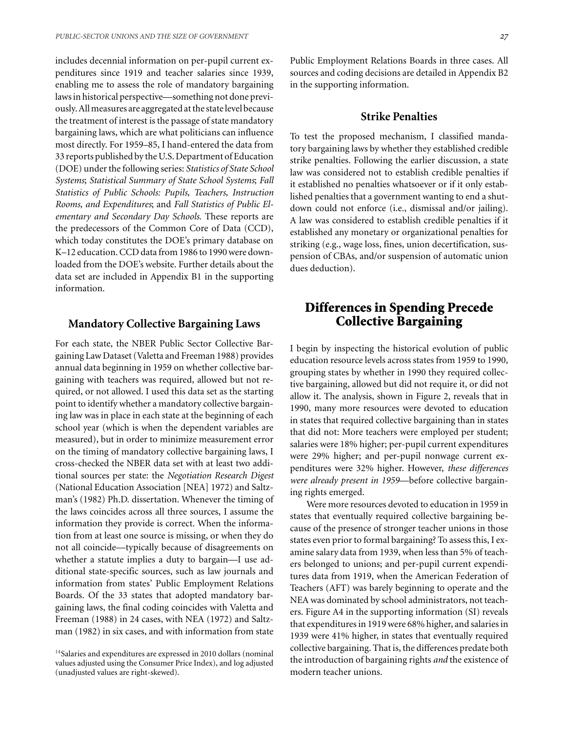includes decennial information on per-pupil current expenditures since 1919 and teacher salaries since 1939, enabling me to assess the role of mandatory bargaining laws in historical perspective—something not done previously. All measures are aggregated at the state level because the treatment of interest is the passage of state mandatory bargaining laws, which are what politicians can influence most directly. For 1959–85, I hand-entered the data from 33 reports published by the U.S. Department of Education (DOE) under the following series: *Statistics of State School Systems*; *Statistical Summary of State School Systems*; *Fall Statistics of Public Schools: Pupils, Teachers, Instruction Rooms, and Expenditures*; and *Fall Statistics of Public Elementary and Secondary Day Schools*. These reports are the predecessors of the Common Core of Data (CCD), which today constitutes the DOE's primary database on K–12 education. CCD data from 1986 to 1990 were downloaded from the DOE's website. Further details about the data set are included in Appendix B1 in the supporting information.

### Mandatory Collective Bargaining Laws

For each state, the NBER Public Sector Collective Bargaining Law Dataset (Valetta and Freeman 1988) provides annual data beginning in 1959 on whether collective bargaining with teachers was required, allowed but not required, or not allowed. I used this data set as the starting point to identify whether a mandatory collective bargaining law was in place in each state at the beginning of each school year (which is when the dependent variables are measured), but in order to minimize measurement error on the timing of mandatory collective bargaining laws, I cross-checked the NBER data set with at least two additional sources per state: the *Negotiation Research Digest* (National Education Association [NEA] 1972) and Saltzman's (1982) Ph.D. dissertation. Whenever the timing of the laws coincides across all three sources, I assume the information they provide is correct. When the information from at least one source is missing, or when they do not all coincide—typically because of disagreements on whether a statute implies a duty to bargain—I use additional state-specific sources, such as law journals and information from states' Public Employment Relations Boards. Of the 33 states that adopted mandatory bargaining laws, the final coding coincides with Valetta and Freeman (1988) in 24 cases, with NEA (1972) and Saltzman (1982) in six cases, and with information from state Public Employment Relations Boards in three cases. All sources and coding decisions are detailed in Appendix B2 in the supporting information.

### Strike Penalties

To test the proposed mechanism, I classified mandatory bargaining laws by whether they established credible strike penalties. Following the earlier discussion, a state law was considered not to establish credible penalties if it established no penalties whatsoever or if it only established penalties that a government wanting to end a shutdown could not enforce (i.e., dismissal and/or jailing). A law was considered to establish credible penalties if it established any monetary or organizational penalties for striking (e.g., wage loss, fines, union decertification, suspension of CBAs, and/or suspension of automatic union dues deduction).

## Differences in Spending Precede Collective Bargaining

I begin by inspecting the historical evolution of public education resource levels across states from 1959 to 1990, grouping states by whether in 1990 they required collective bargaining, allowed but did not require it, or did not allow it. The analysis, shown in Figure 2, reveals that in 1990, many more resources were devoted to education in states that required collective bargaining than in states that did not: More teachers were employed per student; salaries were 18% higher; per-pupil current expenditures were 29% higher; and per-pupil nonwage current expenditures were 32% higher. However, *these differences were already present in 1959*—before collective bargaining rights emerged.

Were more resources devoted to education in 1959 in states that eventually required collective bargaining because of the presence of stronger teacher unions in those states even prior to formal bargaining? To assess this, I examine salary data from 1939, when less than 5% of teachers belonged to unions; and per-pupil current expenditures data from 1919, when the American Federation of Teachers (AFT) was barely beginning to operate and the NEA was dominated by school administrators, not teachers. Figure A4 in the supporting information (SI) reveals that expenditures in 1919 were 68% higher, and salaries in 1939 were 41% higher, in states that eventually required collective bargaining. That is, the differences predate both the introduction of bargaining rights *and* the existence of modern teacher unions.

[14] Salaries and expenditures are expressed in 2010 dollars (nominal values adjusted using the Consumer Price Index), and log adjusted (unadjusted values are right-skewed).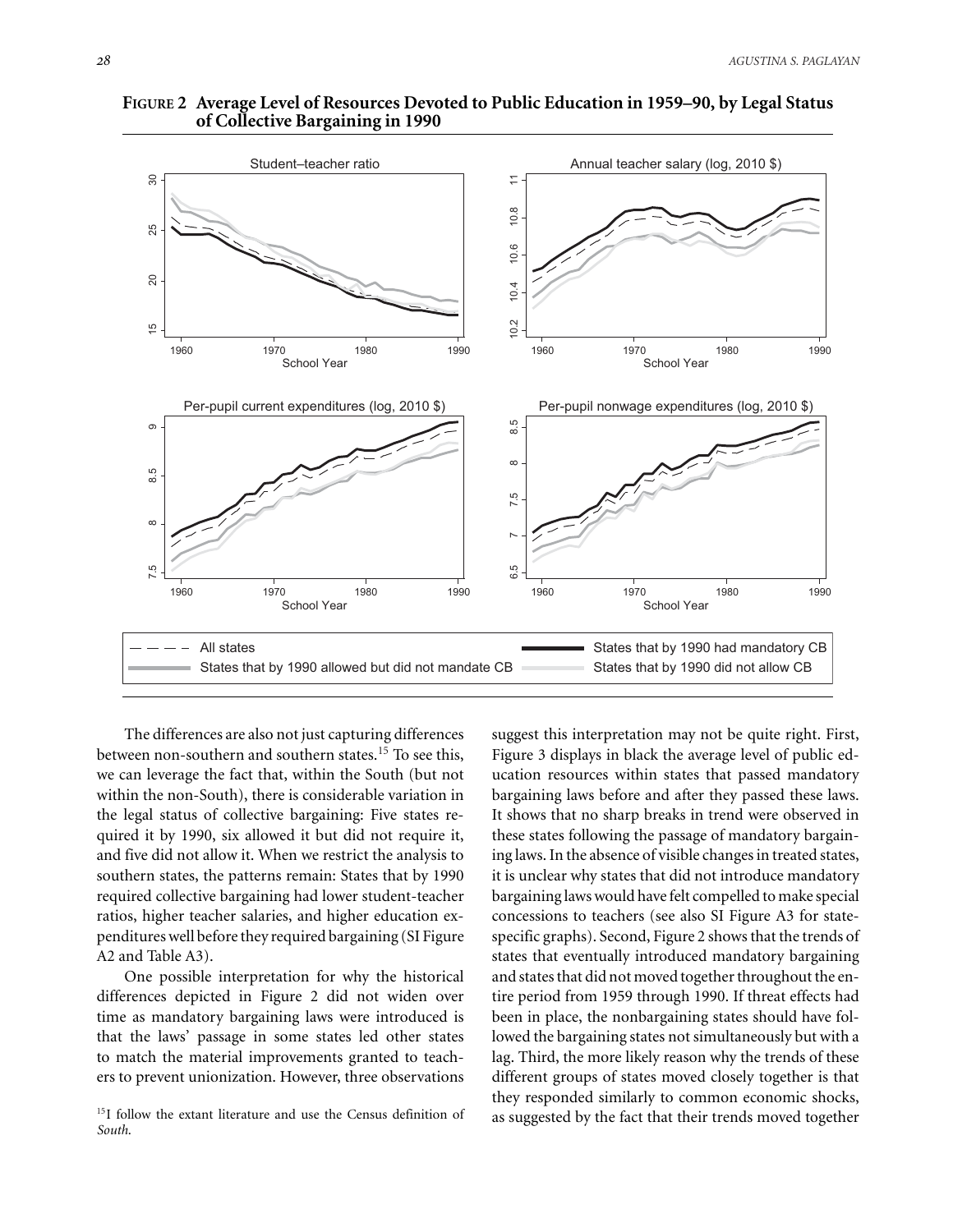**FIGURE 2 Average Level of Resources Devoted to Public Education in 1959–90, by Legal Status of Collective Bargaining in 1990**

The differences are also not just capturing differences between non-southern and southern states.[15] To see this, we can leverage the fact that, within the South (but not within the non-South), there is considerable variation in the legal status of collective bargaining: Five states required it by 1990, six allowed it but did not require it, and five did not allow it. When we restrict the analysis to southern states, the patterns remain: States that by 1990 required collective bargaining had lower student-teacher ratios, higher teacher salaries, and higher education expenditures well before they required bargaining (SI Figure A2 and Table A3).

One possible interpretation for why the historical differences depicted in Figure 2 did not widen over time as mandatory bargaining laws were introduced is that the laws' passage in some states led other states to match the material improvements granted to teachers to prevent unionization. However, three observations suggest this interpretation may not be quite right. First, Figure 3 displays in black the average level of public education resources within states that passed mandatory bargaining laws before and after they passed these laws. It shows that no sharp breaks in trend were observed in these states following the passage of mandatory bargaining laws. In the absence of visible changes in treated states, it is unclear why states that did not introduce mandatory bargaining laws would have felt compelled to make special concessions to teachers (see also SI Figure A3 for state-specific graphs). Second, Figure 2 shows that the trends of states that eventually introduced mandatory bargaining and states that did not moved together throughout the entire period from 1959 through 1990. If threat effects had been in place, the nonbargaining states should have followed the bargaining states not simultaneously but with a lag. Third, the more likely reason why the trends of these different groups of states moved closely together is that they responded similarly to common economic shocks, as suggested by the fact that their trends moved together

[15] I follow the extant literature and use the Census definition of *South*.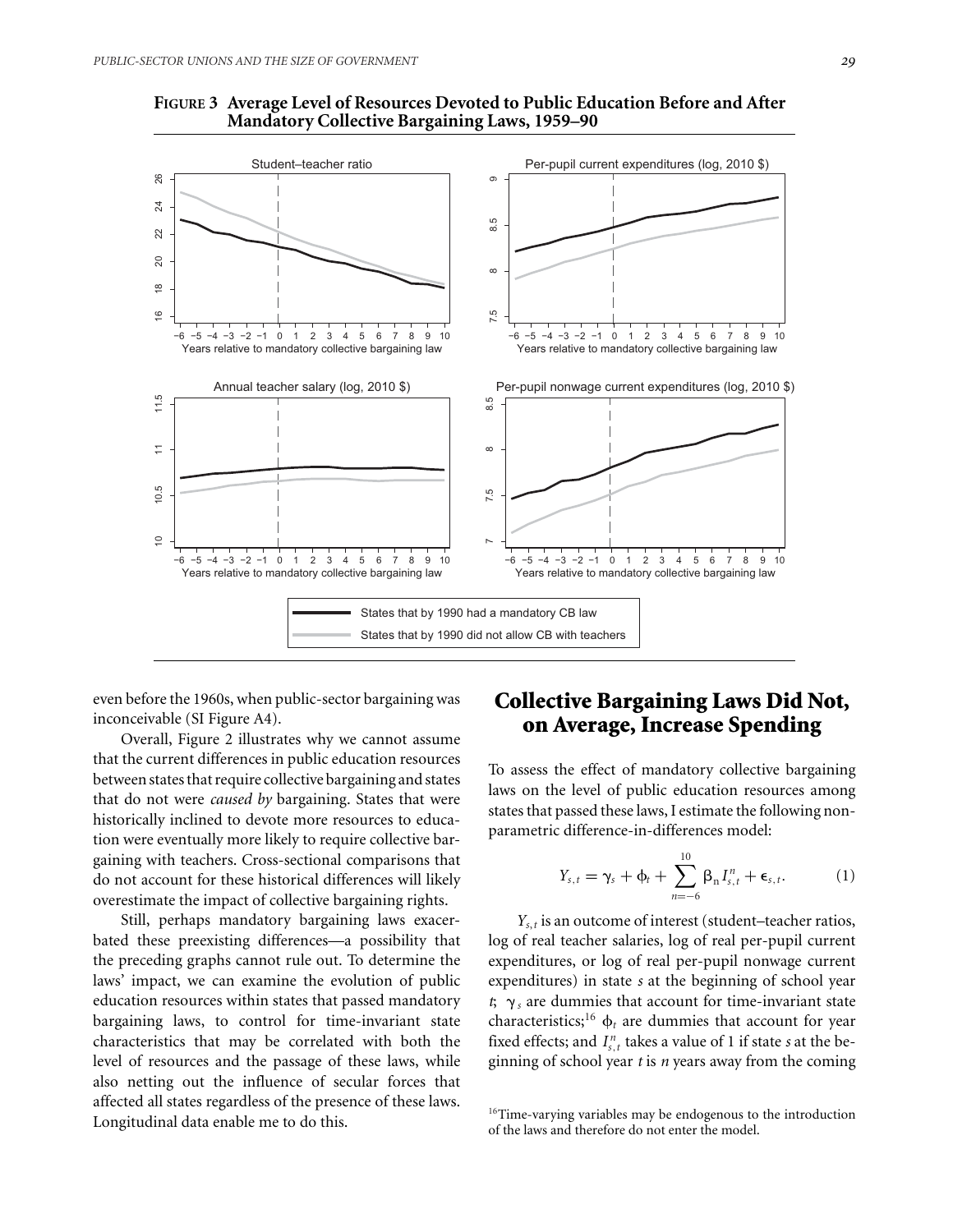**FIGURE 3 Average Level of Resources Devoted to Public Education Before and After Mandatory Collective Bargaining Laws, 1959–90**

even before the 1960s, when public-sector bargaining was inconceivable (SI Figure A4).

Overall, Figure 2 illustrates why we cannot assume that the current differences in public education resources between states that require collective bargaining and states that do not were *caused by* bargaining. States that were historically inclined to devote more resources to education were eventually more likely to require collective bargaining with teachers. Cross-sectional comparisons that do not account for these historical differences will likely overestimate the impact of collective bargaining rights.

Still, perhaps mandatory bargaining laws exacerbated these preexisting differences—a possibility that the preceding graphs cannot rule out. To determine the laws' impact, we can examine the evolution of public education resources within states that passed mandatory bargaining laws, to control for time-invariant state characteristics that may be correlated with both the level of resources and the passage of these laws, while also netting out the influence of secular forces that affected all states regardless of the presence of these laws. Longitudinal data enable me to do this.

## Collective Bargaining Laws Did Not, on Average, Increase Spending

To assess the effect of mandatory collective bargaining laws on the level of public education resources among states that passed these laws, I estimate the following nonparametric difference-in-differences model:

$$Y_{s,t} = \gamma_s + \phi_t + \sum_{n=-6}^{10} \beta_n I_{s,t}^n + \epsilon_{s,t}. \qquad (1)$$

$Y_{s,t}$ is an outcome of interest (student–teacher ratios, log of real teacher salaries, log of real per-pupil current expenditures, or log of real per-pupil nonwage current expenditures) in state $s$ at the beginning of school year $t$; $\gamma_s$ are dummies that account for time-invariant state characteristics;[16] $\phi_t$ are dummies that account for year fixed effects; and $I_{s,t}^n$ takes a value of 1 if state $s$ at the beginning of school year $t$ is $n$ years away from the coming

[16]Time-varying variables may be endogenous to the introduction of the laws and therefore do not enter the model.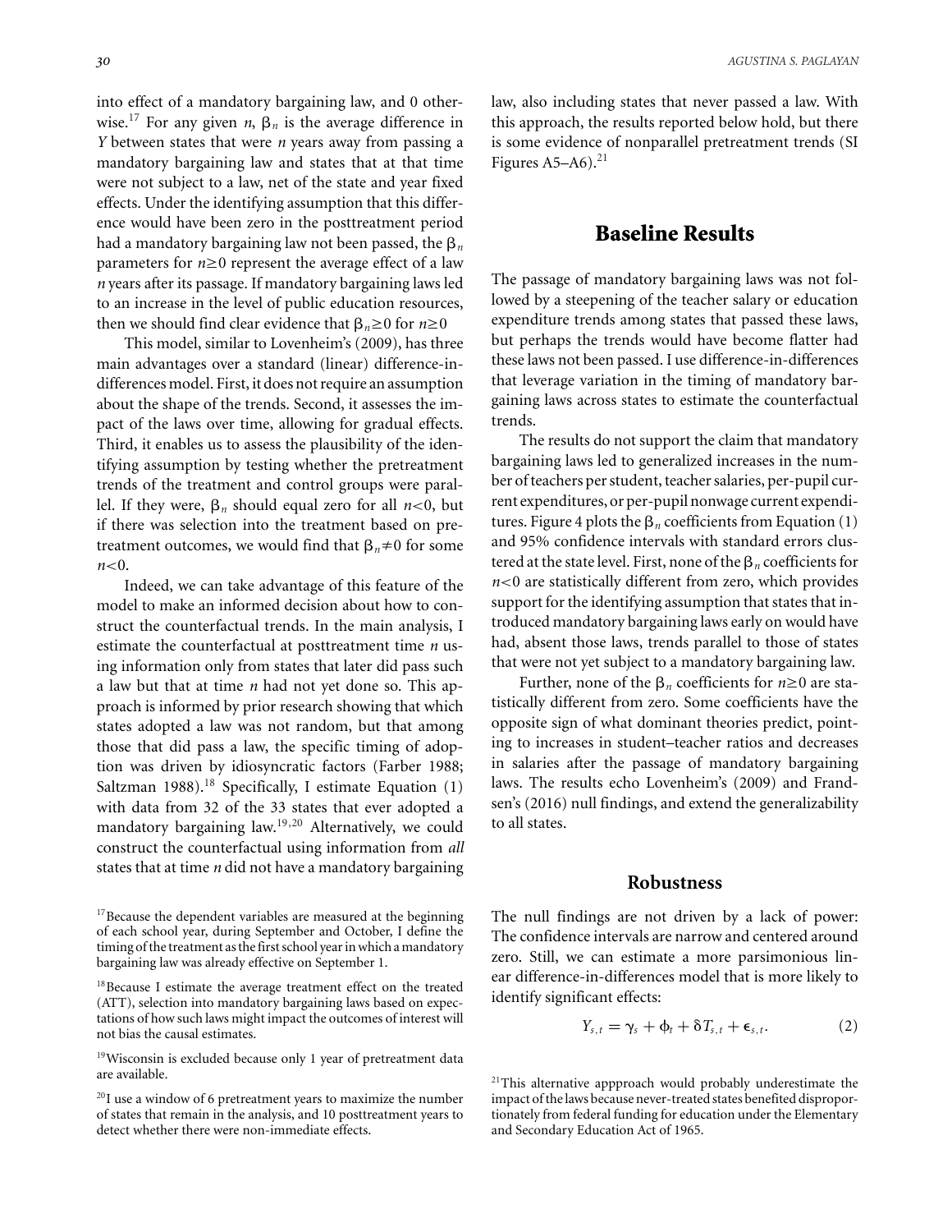into effect of a mandatory bargaining law, and 0 otherwise.[17] For any given $n$, $\beta_n$ is the average difference in $Y$ between states that were $n$ years away from passing a mandatory bargaining law and states that at that time were not subject to a law, net of the state and year fixed effects. Under the identifying assumption that this difference would have been zero in the posttreatment period had a mandatory bargaining law not been passed, the $\beta_n$ parameters for $n \geq 0$ represent the average effect of a law $n$ years after its passage. If mandatory bargaining laws led to an increase in the level of public education resources, then we should find clear evidence that $\beta_n \geq 0$ for $n \geq 0$

This model, similar to Lovenheim's (2009), has three main advantages over a standard (linear) difference-in-differences model. First, it does not require an assumption about the shape of the trends. Second, it assesses the impact of the laws over time, allowing for gradual effects. Third, it enables us to assess the plausibility of the identifying assumption by testing whether the pretreatment trends of the treatment and control groups were parallel. If they were, $\beta_n$ should equal zero for all $n < 0$, but if there was selection into the treatment based on pretreatment outcomes, we would find that $\beta_n \neq 0$ for some $n < 0$.

Indeed, we can take advantage of this feature of the model to make an informed decision about how to construct the counterfactual trends. In the main analysis, I estimate the counterfactual at posttreatment time $n$ using information only from states that later did pass such a law but that at time $n$ had not yet done so. This approach is informed by prior research showing that which states adopted a law was not random, but that among those that did pass a law, the specific timing of adoption was driven by idiosyncratic factors (Farber 1988; Saltzman 1988).[18] Specifically, I estimate Equation (1) with data from 32 of the 33 states that ever adopted a mandatory bargaining law.[19,20] Alternatively, we could construct the counterfactual using information from *all* states that at time $n$ did not have a mandatory bargaining law, also including states that never passed a law. With this approach, the results reported below hold, but there is some evidence of nonparallel pretreatment trends (SI Figures A5–A6).[21]

## Baseline Results

The passage of mandatory bargaining laws was not followed by a steepening of the teacher salary or education expenditure trends among states that passed these laws, but perhaps the trends would have become flatter had these laws not been passed. I use difference-in-differences that leverage variation in the timing of mandatory bargaining laws across states to estimate the counterfactual trends.

The results do not support the claim that mandatory bargaining laws led to generalized increases in the number of teachers per student, teacher salaries, per-pupil current expenditures, or per-pupil nonwage current expenditures. Figure 4 plots the $\beta_n$ coefficients from Equation (1) and 95% confidence intervals with standard errors clustered at the state level. First, none of the $\beta_n$ coefficients for $n < 0$ are statistically different from zero, which provides support for the identifying assumption that states that introduced mandatory bargaining laws early on would have had, absent those laws, trends parallel to those of states that were not yet subject to a mandatory bargaining law.

Further, none of the $\beta_n$ coefficients for $n \geq 0$ are statistically different from zero. Some coefficients have the opposite sign of what dominant theories predict, pointing to increases in student–teacher ratios and decreases in salaries after the passage of mandatory bargaining laws. The results echo Lovenheim's (2009) and Frandsen's (2016) null findings, and extend the generalizability to all states.

### Robustness

The null findings are not driven by a lack of power: The confidence intervals are narrow and centered around zero. Still, we can estimate a more parsimonious linear difference-in-differences model that is more likely to identify significant effects:

$$Y_{s,t} = \gamma_s + \phi_t + \delta T_{s,t} + \epsilon_{s,t}. \tag{2}$$

[17] Because the dependent variables are measured at the beginning of each school year, during September and October, I define the timing of the treatment as the first school year in which a mandatory bargaining law was already effective on September 1.

[18] Because I estimate the average treatment effect on the treated (ATT), selection into mandatory bargaining laws based on expectations of how such laws might impact the outcomes of interest will not bias the causal estimates.

[19] Wisconsin is excluded because only 1 year of pretreatment data are available.

[20] I use a window of 6 pretreatment years to maximize the number of states that remain in the analysis, and 10 posttreatment years to detect whether there were non-immediate effects.

[21] This alternative appproach would probably underestimate the impact of the laws because never-treated states benefited disproportionately from federal funding for education under the Elementary and Secondary Education Act of 1965.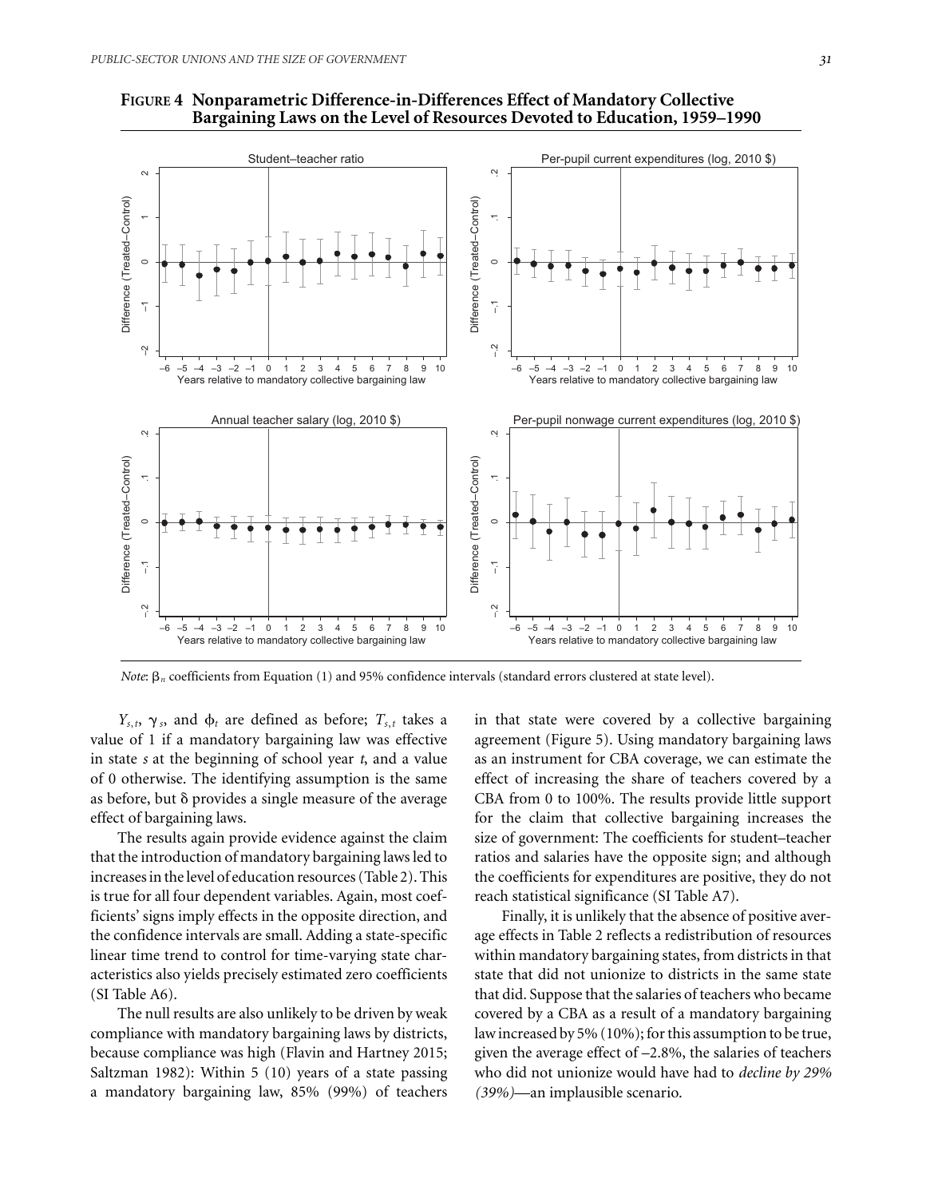**FIGURE 4 Nonparametric Difference-in-Differences Effect of Mandatory Collective Bargaining Laws on the Level of Resources Devoted to Education, 1959–1990**

*Note*: $\beta_n$ coefficients from Equation (1) and 95% confidence intervals (standard errors clustered at state level).

$Y_{s,t}$, $\gamma_s$, and $\phi_t$ are defined as before; $T_{s,t}$ takes a value of 1 if a mandatory bargaining law was effective in state *s* at the beginning of school year *t*, and a value of 0 otherwise. The identifying assumption is the same as before, but $\delta$ provides a single measure of the average effect of bargaining laws.

The results again provide evidence against the claim that the introduction of mandatory bargaining laws led to increases in the level of education resources (Table 2). This is true for all four dependent variables. Again, most coefficients' signs imply effects in the opposite direction, and the confidence intervals are small. Adding a state-specific linear time trend to control for time-varying state characteristics also yields precisely estimated zero coefficients (SI Table A6).

The null results are also unlikely to be driven by weak compliance with mandatory bargaining laws by districts, because compliance was high (Flavin and Hartney 2015; Saltzman 1982): Within 5 (10) years of a state passing a mandatory bargaining law, 85% (99%) of teachers in that state were covered by a collective bargaining agreement (Figure 5). Using mandatory bargaining laws as an instrument for CBA coverage, we can estimate the effect of increasing the share of teachers covered by a CBA from 0 to 100%. The results provide little support for the claim that collective bargaining increases the size of government: The coefficients for student–teacher ratios and salaries have the opposite sign; and although the coefficients for expenditures are positive, they do not reach statistical significance (SI Table A7).

Finally, it is unlikely that the absence of positive average effects in Table 2 reflects a redistribution of resources within mandatory bargaining states, from districts in that state that did not unionize to districts in the same state that did. Suppose that the salaries of teachers who became covered by a CBA as a result of a mandatory bargaining law increased by 5% (10%); for this assumption to be true, given the average effect of –2.8%, the salaries of teachers who did not unionize would have had to *decline by 29% (39%)*—an implausible scenario.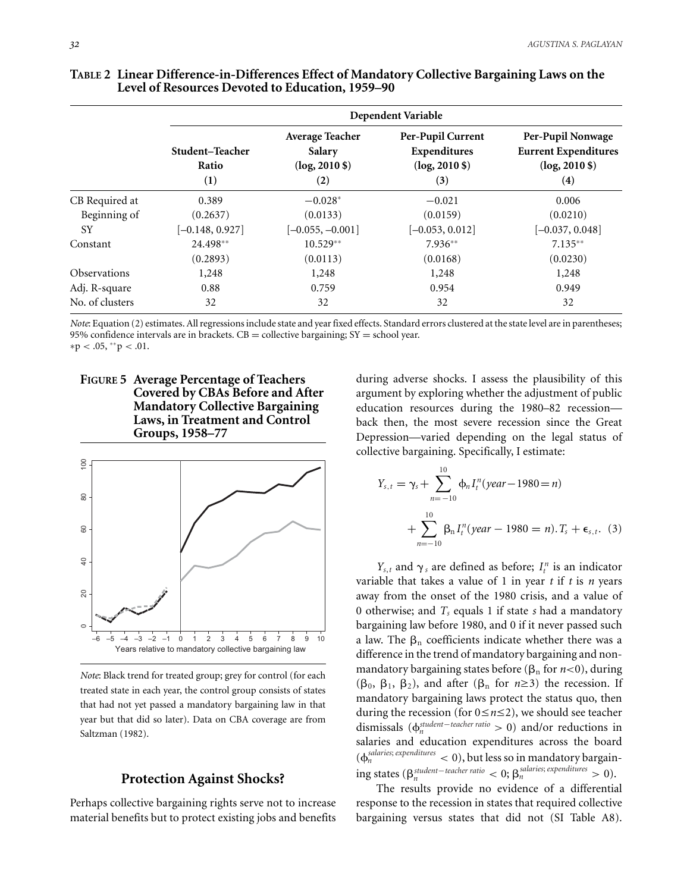**TABLE 2 Linear Difference-in-Differences Effect of Mandatory Collective Bargaining Laws on the Level of Resources Devoted to Education, 1959–90**

| | Dependent Variable | | | |
|---|---|---|---|---|
| | Student–Teacher Ratio (1) | Average Teacher Salary (log, 2010 $) (2) | Per-Pupil Current Expenditures (log, 2010 $) (3) | Per-Pupil Nonwage Current Expenditures (log, 2010 $) (4) |
| CB Required at Beginning of SY | 0.389 | −0.028* | −0.021 | 0.006 |
| | (0.2637) | (0.0133) | (0.0159) | (0.0210) |
| | [−0.148, 0.927] | [−0.055, −0.001] | [−0.053, 0.012] | [−0.037, 0.048] |
| Constant | 24.498** | 10.529** | 7.936** | 7.135** |
| | (0.2893) | (0.0113) | (0.0168) | (0.0230) |
| Observations | 1,248 | 1,248 | 1,248 | 1,248 |
| Adj. R-square | 0.88 | 0.759 | 0.954 | 0.949 |
| No. of clusters | 32 | 32 | 32 | 32 |

*Note*: Equation (2) estimates. All regressions include state and year fixed effects. Standard errors clustered at the state level are in parentheses; 95% confidence intervals are in brackets. CB = collective bargaining; SY = school year.
*p < .05, **p < .01.

**FIGURE 5 Average Percentage of Teachers Covered by CBAs Before and After Mandatory Collective Bargaining Laws, in Treatment and Control Groups, 1958–77**

*Note*: Black trend for treated group; grey for control (for each treated state in each year, the control group consists of states that had not yet passed a mandatory bargaining law in that year but that did so later). Data on CBA coverage are from Saltzman (1982).

## Protection Against Shocks?

Perhaps collective bargaining rights serve not to increase material benefits but to protect existing jobs and benefits during adverse shocks. I assess the plausibility of this argument by exploring whether the adjustment of public education resources during the 1980–82 recession—back then, the most severe recession since the Great Depression—varied depending on the legal status of collective bargaining. Specifically, I estimate:

$$Y_{s,t} = \gamma_s + \sum_{n=-10}^{10} \phi_n I_t^n(year - 1980 = n) + \sum_{n=-10}^{10} \beta_n I_t^n(year - 1980 = n).T_s + \epsilon_{s,t}. \quad (3)$$

$Y_{s,t}$ and $\gamma_s$ are defined as before; $I_t^n$ is an indicator variable that takes a value of 1 in year $t$ if $t$ is $n$ years away from the onset of the 1980 crisis, and a value of 0 otherwise; and $T_s$ equals 1 if state $s$ had a mandatory bargaining law before 1980, and 0 if it never passed such a law. The $\beta_n$ coefficients indicate whether there was a difference in the trend of mandatory bargaining and nonmandatory bargaining states before ($\beta_n$ for $n<0$), during ($\beta_0$, $\beta_1$, $\beta_2$), and after ($\beta_n$ for $n\geq3$) the recession. If mandatory bargaining laws protect the status quo, then during the recession (for $0\leq n\leq2$), we should see teacher dismissals ($\phi_n^{student-teacher\ ratio} > 0$) and/or reductions in salaries and education expenditures across the board ($\phi_n^{salaries;\ expenditures} < 0$), but less so in mandatory bargaining states ($\beta_n^{student-teacher\ ratio} < 0$; $\beta_n^{salaries;\ expenditures} > 0$).

The results provide no evidence of a differential response to the recession in states that required collective bargaining versus states that did not (SI Table A8).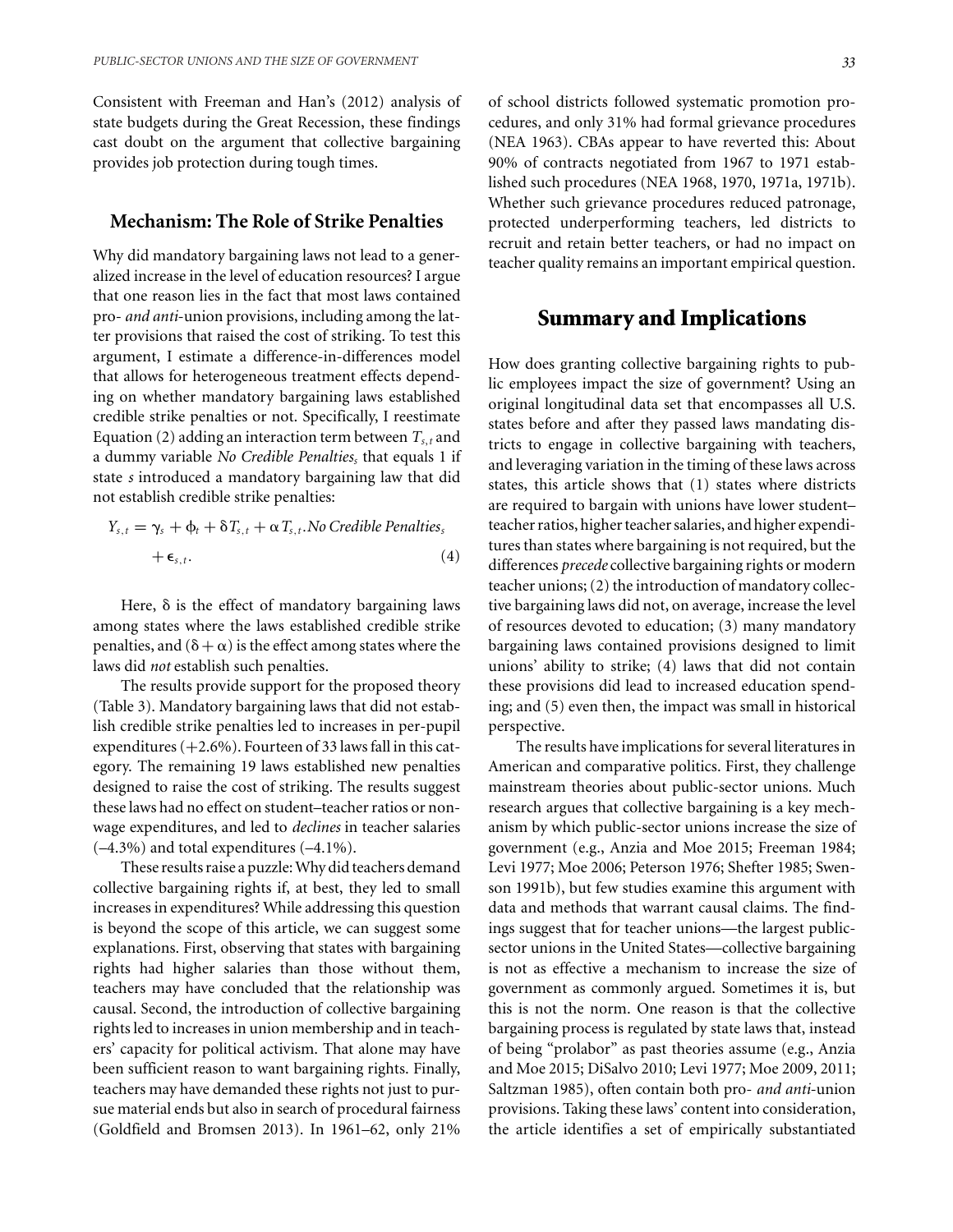Consistent with Freeman and Han's (2012) analysis of state budgets during the Great Recession, these findings cast doubt on the argument that collective bargaining provides job protection during tough times.

### Mechanism: The Role of Strike Penalties

Why did mandatory bargaining laws not lead to a generalized increase in the level of education resources? I argue that one reason lies in the fact that most laws contained pro- *and anti*-union provisions, including among the latter provisions that raised the cost of striking. To test this argument, I estimate a difference-in-differences model that allows for heterogeneous treatment effects depending on whether mandatory bargaining laws established credible strike penalties or not. Specifically, I reestimate Equation (2) adding an interaction term between $T_{s,t}$ and a dummy variable *No Credible Penalties*$_s$ that equals 1 if state *s* introduced a mandatory bargaining law that did not establish credible strike penalties:

$$Y_{s,t} = \gamma_s + \phi_t + \delta T_{s,t} + \alpha T_{s,t}.\textit{No Credible Penalties}_s + \epsilon_{s,t}. \tag{4}$$

Here, $\delta$ is the effect of mandatory bargaining laws among states where the laws established credible strike penalties, and $(\delta + \alpha)$ is the effect among states where the laws did *not* establish such penalties.

The results provide support for the proposed theory (Table 3). Mandatory bargaining laws that did not establish credible strike penalties led to increases in per-pupil expenditures (+2.6%). Fourteen of 33 laws fall in this category. The remaining 19 laws established new penalties designed to raise the cost of striking. The results suggest these laws had no effect on student–teacher ratios or nonwage expenditures, and led to *declines* in teacher salaries (–4.3%) and total expenditures (–4.1%).

These results raise a puzzle: Why did teachers demand collective bargaining rights if, at best, they led to small increases in expenditures? While addressing this question is beyond the scope of this article, we can suggest some explanations. First, observing that states with bargaining rights had higher salaries than those without them, teachers may have concluded that the relationship was causal. Second, the introduction of collective bargaining rights led to increases in union membership and in teachers' capacity for political activism. That alone may have been sufficient reason to want bargaining rights. Finally, teachers may have demanded these rights not just to pursue material ends but also in search of procedural fairness (Goldfield and Bromsen 2013). In 1961–62, only 21% of school districts followed systematic promotion procedures, and only 31% had formal grievance procedures (NEA 1963). CBAs appear to have reverted this: About 90% of contracts negotiated from 1967 to 1971 established such procedures (NEA 1968, 1970, 1971a, 1971b). Whether such grievance procedures reduced patronage, protected underperforming teachers, led districts to recruit and retain better teachers, or had no impact on teacher quality remains an important empirical question.

## Summary and Implications

How does granting collective bargaining rights to public employees impact the size of government? Using an original longitudinal data set that encompasses all U.S. states before and after they passed laws mandating districts to engage in collective bargaining with teachers, and leveraging variation in the timing of these laws across states, this article shows that (1) states where districts are required to bargain with unions have lower student–teacher ratios, higher teacher salaries, and higher expenditures than states where bargaining is not required, but the differences *precede* collective bargaining rights or modern teacher unions; (2) the introduction of mandatory collective bargaining laws did not, on average, increase the level of resources devoted to education; (3) many mandatory bargaining laws contained provisions designed to limit unions' ability to strike; (4) laws that did not contain these provisions did lead to increased education spending; and (5) even then, the impact was small in historical perspective.

The results have implications for several literatures in American and comparative politics. First, they challenge mainstream theories about public-sector unions. Much research argues that collective bargaining is a key mechanism by which public-sector unions increase the size of government (e.g., Anzia and Moe 2015; Freeman 1984; Levi 1977; Moe 2006; Peterson 1976; Shefter 1985; Swenson 1991b), but few studies examine this argument with data and methods that warrant causal claims. The findings suggest that for teacher unions—the largest public-sector unions in the United States—collective bargaining is not as effective a mechanism to increase the size of government as commonly argued. Sometimes it is, but this is not the norm. One reason is that the collective bargaining process is regulated by state laws that, instead of being "prolabor" as past theories assume (e.g., Anzia and Moe 2015; DiSalvo 2010; Levi 1977; Moe 2009, 2011; Saltzman 1985), often contain both pro- *and anti*-union provisions. Taking these laws' content into consideration, the article identifies a set of empirically substantiated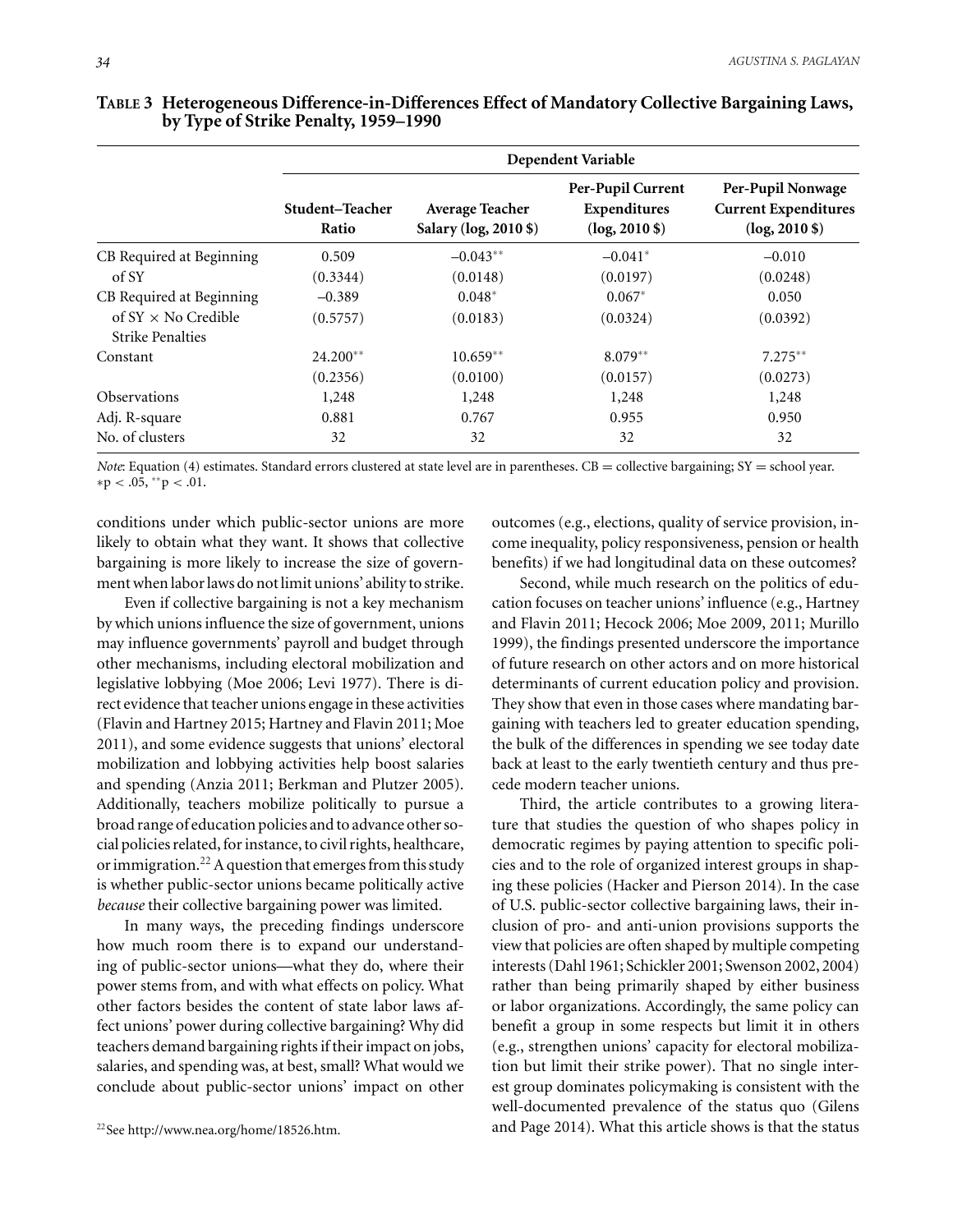**TABLE 3 Heterogeneous Difference-in-Differences Effect of Mandatory Collective Bargaining Laws, by Type of Strike Penalty, 1959–1990**

| | Dependent Variable | | | |
|---|---|---|---|---|
| | Student–Teacher Ratio | Average Teacher Salary (log, 2010 $) | Per-Pupil Current Expenditures (log, 2010 $) | Per-Pupil Nonwage Current Expenditures (log, 2010 $) |
| CB Required at Beginning of SY | 0.509 | −0.043** | −0.041* | −0.010 |
| | (0.3344) | (0.0148) | (0.0197) | (0.0248) |
| CB Required at Beginning of SY × No Credible Strike Penalties | −0.389 | 0.048* | 0.067* | 0.050 |
| | (0.5757) | (0.0183) | (0.0324) | (0.0392) |
| Constant | 24.200** | 10.659** | 8.079** | 7.275** |
| | (0.2356) | (0.0100) | (0.0157) | (0.0273) |
| Observations | 1,248 | 1,248 | 1,248 | 1,248 |
| Adj. R-square | 0.881 | 0.767 | 0.955 | 0.950 |
| No. of clusters | 32 | 32 | 32 | 32 |

*Note*: Equation (4) estimates. Standard errors clustered at state level are in parentheses. CB = collective bargaining; SY = school year. *p < .05, **p < .01.

conditions under which public-sector unions are more likely to obtain what they want. It shows that collective bargaining is more likely to increase the size of government when labor laws do not limit unions' ability to strike.

Even if collective bargaining is not a key mechanism by which unions influence the size of government, unions may influence governments' payroll and budget through other mechanisms, including electoral mobilization and legislative lobbying (Moe 2006; Levi 1977). There is direct evidence that teacher unions engage in these activities (Flavin and Hartney 2015; Hartney and Flavin 2011; Moe 2011), and some evidence suggests that unions' electoral mobilization and lobbying activities help boost salaries and spending (Anzia 2011; Berkman and Plutzer 2005). Additionally, teachers mobilize politically to pursue a broad range of education policies and to advance other social policies related, for instance, to civil rights, healthcare, or immigration.[22] A question that emerges from this study is whether public-sector unions became politically active *because* their collective bargaining power was limited.

In many ways, the preceding findings underscore how much room there is to expand our understanding of public-sector unions—what they do, where their power stems from, and with what effects on policy. What other factors besides the content of state labor laws affect unions' power during collective bargaining? Why did teachers demand bargaining rights if their impact on jobs, salaries, and spending was, at best, small? What would we conclude about public-sector unions' impact on other outcomes (e.g., elections, quality of service provision, income inequality, policy responsiveness, pension or health benefits) if we had longitudinal data on these outcomes?

Second, while much research on the politics of education focuses on teacher unions' influence (e.g., Hartney and Flavin 2011; Hecock 2006; Moe 2009, 2011; Murillo 1999), the findings presented underscore the importance of future research on other actors and on more historical determinants of current education policy and provision. They show that even in those cases where mandating bargaining with teachers led to greater education spending, the bulk of the differences in spending we see today date back at least to the early twentieth century and thus precede modern teacher unions.

Third, the article contributes to a growing literature that studies the question of who shapes policy in democratic regimes by paying attention to specific policies and to the role of organized interest groups in shaping these policies (Hacker and Pierson 2014). In the case of U.S. public-sector collective bargaining laws, their inclusion of pro- and anti-union provisions supports the view that policies are often shaped by multiple competing interests (Dahl 1961; Schickler 2001; Swenson 2002, 2004) rather than being primarily shaped by either business or labor organizations. Accordingly, the same policy can benefit a group in some respects but limit it in others (e.g., strengthen unions' capacity for electoral mobilization but limit their strike power). That no single interest group dominates policymaking is consistent with the well-documented prevalence of the status quo (Gilens and Page 2014). What this article shows is that the status

[22] See http://www.nea.org/home/18526.htm.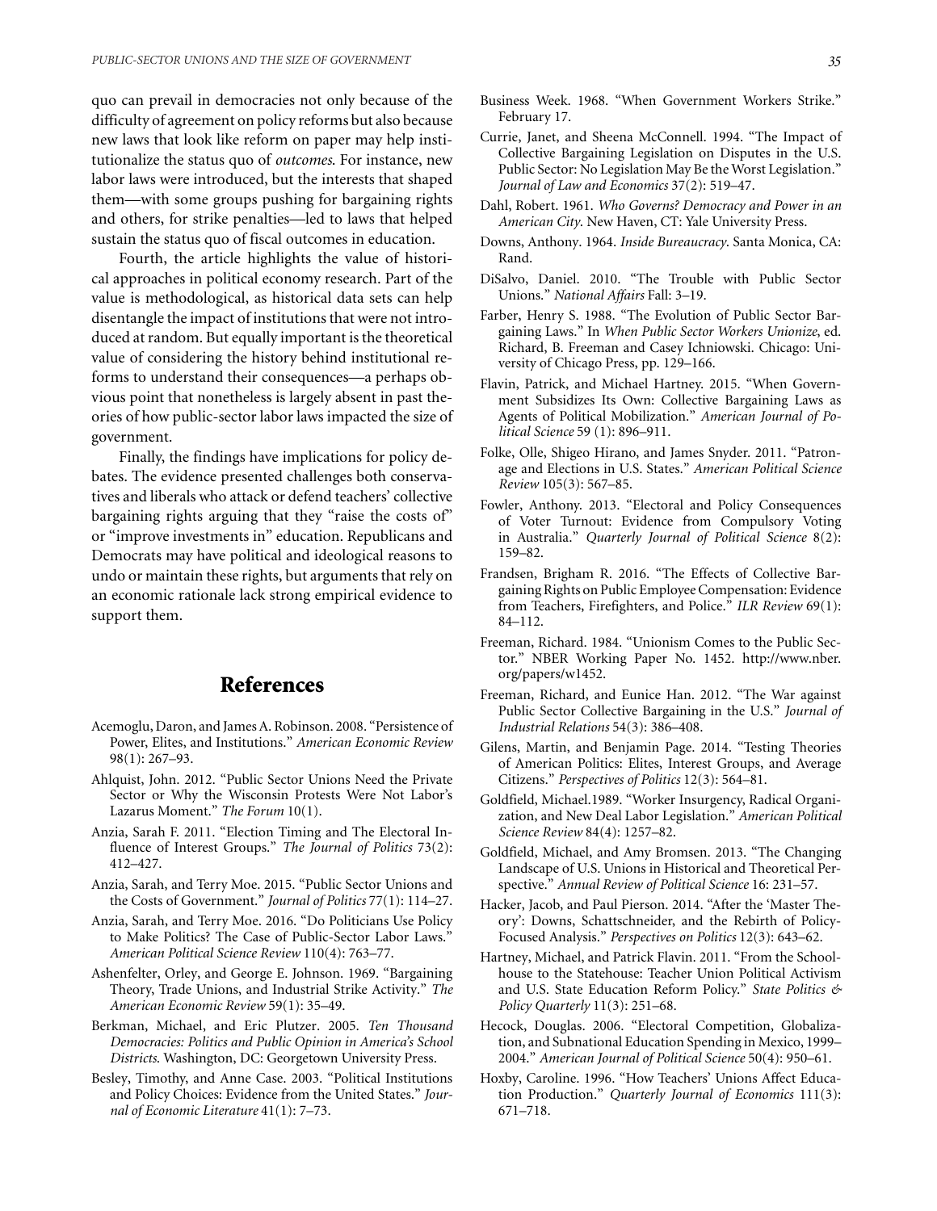quo can prevail in democracies not only because of the difficulty of agreement on policy reforms but also because new laws that look like reform on paper may help institutionalize the status quo of *outcomes*. For instance, new labor laws were introduced, but the interests that shaped them—with some groups pushing for bargaining rights and others, for strike penalties—led to laws that helped sustain the status quo of fiscal outcomes in education.

Fourth, the article highlights the value of historical approaches in political economy research. Part of the value is methodological, as historical data sets can help disentangle the impact of institutions that were not introduced at random. But equally important is the theoretical value of considering the history behind institutional reforms to understand their consequences—a perhaps obvious point that nonetheless is largely absent in past theories of how public-sector labor laws impacted the size of government.

Finally, the findings have implications for policy debates. The evidence presented challenges both conservatives and liberals who attack or defend teachers' collective bargaining rights arguing that they "raise the costs of" or "improve investments in" education. Republicans and Democrats may have political and ideological reasons to undo or maintain these rights, but arguments that rely on an economic rationale lack strong empirical evidence to support them.

## References

Acemoglu, Daron, and James A. Robinson. 2008. "Persistence of Power, Elites, and Institutions." *American Economic Review* 98(1): 267–93.

Ahlquist, John. 2012. "Public Sector Unions Need the Private Sector or Why the Wisconsin Protests Were Not Labor's Lazarus Moment." *The Forum* 10(1).

Anzia, Sarah F. 2011. "Election Timing and The Electoral Influence of Interest Groups." *The Journal of Politics* 73(2): 412–427.

Anzia, Sarah, and Terry Moe. 2015. "Public Sector Unions and the Costs of Government." *Journal of Politics* 77(1): 114–27.

Anzia, Sarah, and Terry Moe. 2016. "Do Politicians Use Policy to Make Politics? The Case of Public-Sector Labor Laws." *American Political Science Review* 110(4): 763–77.

Ashenfelter, Orley, and George E. Johnson. 1969. "Bargaining Theory, Trade Unions, and Industrial Strike Activity." *The American Economic Review* 59(1): 35–49.

Berkman, Michael, and Eric Plutzer. 2005. *Ten Thousand Democracies: Politics and Public Opinion in America's School Districts*. Washington, DC: Georgetown University Press.

Besley, Timothy, and Anne Case. 2003. "Political Institutions and Policy Choices: Evidence from the United States." *Journal of Economic Literature* 41(1): 7–73.

Business Week. 1968. "When Government Workers Strike." February 17.

Currie, Janet, and Sheena McConnell. 1994. "The Impact of Collective Bargaining Legislation on Disputes in the U.S. Public Sector: No Legislation May Be the Worst Legislation." *Journal of Law and Economics* 37(2): 519–47.

Dahl, Robert. 1961. *Who Governs? Democracy and Power in an American City*. New Haven, CT: Yale University Press.

Downs, Anthony. 1964. *Inside Bureaucracy*. Santa Monica, CA: Rand.

DiSalvo, Daniel. 2010. "The Trouble with Public Sector Unions." *National Affairs* Fall: 3–19.

Farber, Henry S. 1988. "The Evolution of Public Sector Bargaining Laws." In *When Public Sector Workers Unionize*, ed. Richard, B. Freeman and Casey Ichniowski. Chicago: University of Chicago Press, pp. 129–166.

Flavin, Patrick, and Michael Hartney. 2015. "When Government Subsidizes Its Own: Collective Bargaining Laws as Agents of Political Mobilization." *American Journal of Political Science* 59 (1): 896–911.

Folke, Olle, Shigeo Hirano, and James Snyder. 2011. "Patronage and Elections in U.S. States." *American Political Science Review* 105(3): 567–85.

Fowler, Anthony. 2013. "Electoral and Policy Consequences of Voter Turnout: Evidence from Compulsory Voting in Australia." *Quarterly Journal of Political Science* 8(2): 159–82.

Frandsen, Brigham R. 2016. "The Effects of Collective Bargaining Rights on Public Employee Compensation: Evidence from Teachers, Firefighters, and Police." *ILR Review* 69(1): 84–112.

Freeman, Richard. 1984. "Unionism Comes to the Public Sector." NBER Working Paper No. 1452. http://www.nber.org/papers/w1452.

Freeman, Richard, and Eunice Han. 2012. "The War against Public Sector Collective Bargaining in the U.S." *Journal of Industrial Relations* 54(3): 386–408.

Gilens, Martin, and Benjamin Page. 2014. "Testing Theories of American Politics: Elites, Interest Groups, and Average Citizens." *Perspectives of Politics* 12(3): 564–81.

Goldfield, Michael.1989. "Worker Insurgency, Radical Organization, and New Deal Labor Legislation." *American Political Science Review* 84(4): 1257–82.

Goldfield, Michael, and Amy Bromsen. 2013. "The Changing Landscape of U.S. Unions in Historical and Theoretical Perspective." *Annual Review of Political Science* 16: 231–57.

Hacker, Jacob, and Paul Pierson. 2014. "After the 'Master Theory': Downs, Schattschneider, and the Rebirth of Policy-Focused Analysis." *Perspectives on Politics* 12(3): 643–62.

Hartney, Michael, and Patrick Flavin. 2011. "From the Schoolhouse to the Statehouse: Teacher Union Political Activism and U.S. State Education Reform Policy." *State Politics & Policy Quarterly* 11(3): 251–68.

Hecock, Douglas. 2006. "Electoral Competition, Globalization, and Subnational Education Spending in Mexico, 1999–2004." *American Journal of Political Science* 50(4): 950–61.

Hoxby, Caroline. 1996. "How Teachers' Unions Affect Education Production." *Quarterly Journal of Economics* 111(3): 671–718.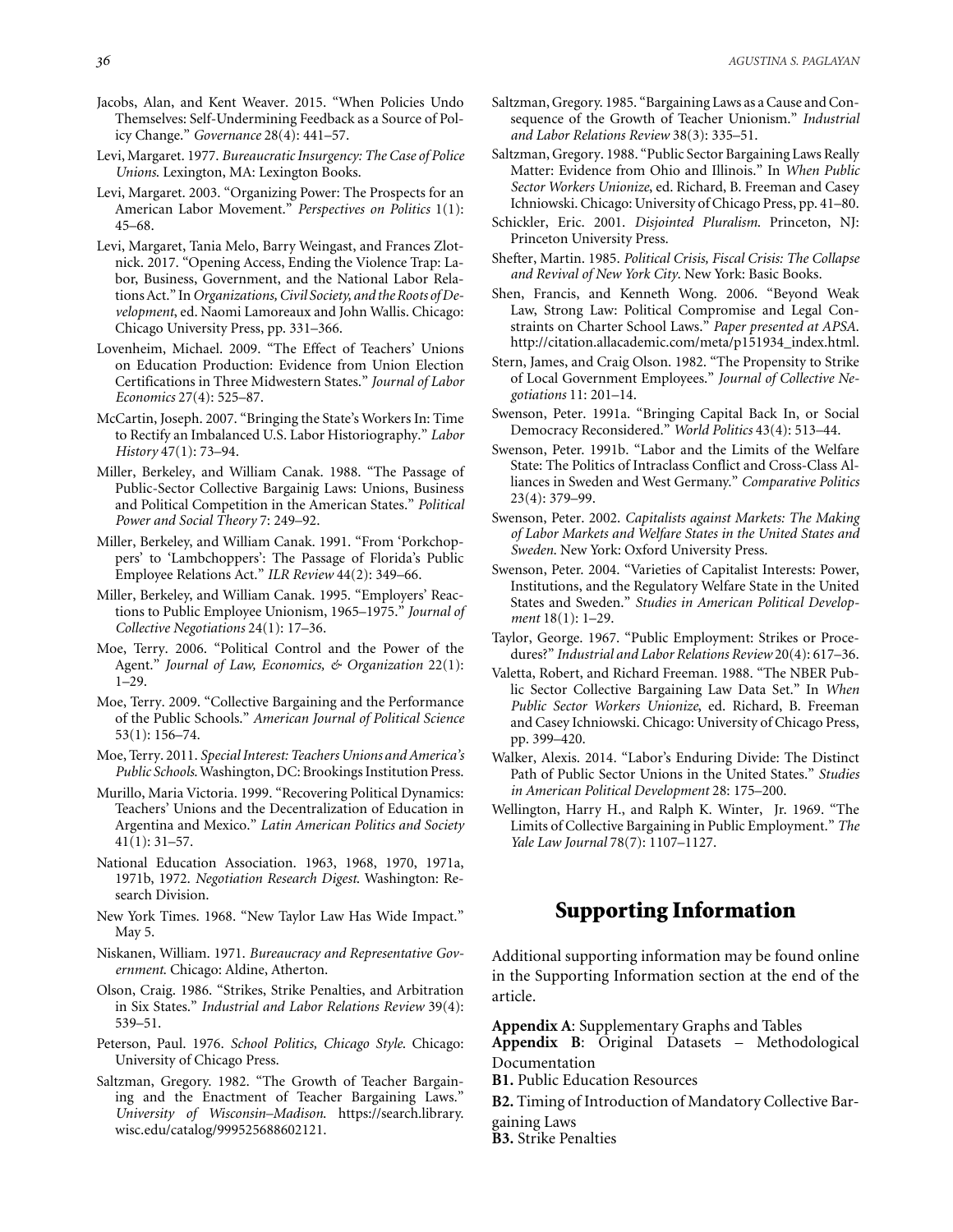Jacobs, Alan, and Kent Weaver. 2015. "When Policies Undo Themselves: Self-Undermining Feedback as a Source of Policy Change." *Governance* 28(4): 441–57.

Levi, Margaret. 1977. *Bureaucratic Insurgency: The Case of Police Unions*. Lexington, MA: Lexington Books.

Levi, Margaret. 2003. "Organizing Power: The Prospects for an American Labor Movement." *Perspectives on Politics* 1(1): 45–68.

Levi, Margaret, Tania Melo, Barry Weingast, and Frances Zlotnick. 2017. "Opening Access, Ending the Violence Trap: Labor, Business, Government, and the National Labor Relations Act." In *Organizations, Civil Society, and the Roots of Development*, ed. Naomi Lamoreaux and John Wallis. Chicago: Chicago University Press, pp. 331–366.

Lovenheim, Michael. 2009. "The Effect of Teachers' Unions on Education Production: Evidence from Union Election Certifications in Three Midwestern States." *Journal of Labor Economics* 27(4): 525–87.

McCartin, Joseph. 2007. "Bringing the State's Workers In: Time to Rectify an Imbalanced U.S. Labor Historiography." *Labor History* 47(1): 73–94.

Miller, Berkeley, and William Canak. 1988. "The Passage of Public-Sector Collective Bargainig Laws: Unions, Business and Political Competition in the American States." *Political Power and Social Theory* 7: 249–92.

Miller, Berkeley, and William Canak. 1991. "From 'Porkchoppers' to 'Lambchoppers': The Passage of Florida's Public Employee Relations Act." *ILR Review* 44(2): 349–66.

Miller, Berkeley, and William Canak. 1995. "Employers' Reactions to Public Employee Unionism, 1965–1975." *Journal of Collective Negotiations* 24(1): 17–36.

Moe, Terry. 2006. "Political Control and the Power of the Agent." *Journal of Law, Economics, & Organization* 22(1): 1–29.

Moe, Terry. 2009. "Collective Bargaining and the Performance of the Public Schools." *American Journal of Political Science* 53(1): 156–74.

Moe, Terry. 2011. *Special Interest: Teachers Unions and America's Public Schools*. Washington, DC: Brookings Institution Press.

Murillo, Maria Victoria. 1999. "Recovering Political Dynamics: Teachers' Unions and the Decentralization of Education in Argentina and Mexico." *Latin American Politics and Society* 41(1): 31–57.

National Education Association. 1963, 1968, 1970, 1971a, 1971b, 1972. *Negotiation Research Digest*. Washington: Research Division.

New York Times. 1968. "New Taylor Law Has Wide Impact." May 5.

Niskanen, William. 1971. *Bureaucracy and Representative Government*. Chicago: Aldine, Atherton.

Olson, Craig. 1986. "Strikes, Strike Penalties, and Arbitration in Six States." *Industrial and Labor Relations Review* 39(4): 539–51.

Peterson, Paul. 1976. *School Politics, Chicago Style*. Chicago: University of Chicago Press.

Saltzman, Gregory. 1982. "The Growth of Teacher Bargaining and the Enactment of Teacher Bargaining Laws." *University of Wisconsin–Madison*. https://search.library.wisc.edu/catalog/999525688602121.

Saltzman, Gregory. 1985. "Bargaining Laws as a Cause and Consequence of the Growth of Teacher Unionism." *Industrial and Labor Relations Review* 38(3): 335–51.

Saltzman, Gregory. 1988. "Public Sector Bargaining Laws Really Matter: Evidence from Ohio and Illinois." In *When Public Sector Workers Unionize*, ed. Richard, B. Freeman and Casey Ichniowski. Chicago: University of Chicago Press, pp. 41–80.

Schickler, Eric. 2001. *Disjointed Pluralism*. Princeton, NJ: Princeton University Press.

Shefter, Martin. 1985. *Political Crisis, Fiscal Crisis: The Collapse and Revival of New York City*. New York: Basic Books.

Shen, Francis, and Kenneth Wong. 2006. "Beyond Weak Law, Strong Law: Political Compromise and Legal Constraints on Charter School Laws." *Paper presented at APSA*. http://citation.allacademic.com/meta/p151934_index.html.

Stern, James, and Craig Olson. 1982. "The Propensity to Strike of Local Government Employees." *Journal of Collective Negotiations* 11: 201–14.

Swenson, Peter. 1991a. "Bringing Capital Back In, or Social Democracy Reconsidered." *World Politics* 43(4): 513–44.

Swenson, Peter. 1991b. "Labor and the Limits of the Welfare State: The Politics of Intraclass Conflict and Cross-Class Alliances in Sweden and West Germany." *Comparative Politics* 23(4): 379–99.

Swenson, Peter. 2002. *Capitalists against Markets: The Making of Labor Markets and Welfare States in the United States and Sweden*. New York: Oxford University Press.

Swenson, Peter. 2004. "Varieties of Capitalist Interests: Power, Institutions, and the Regulatory Welfare State in the United States and Sweden." *Studies in American Political Development* 18(1): 1–29.

Taylor, George. 1967. "Public Employment: Strikes or Procedures?" *Industrial and Labor Relations Review* 20(4): 617–36.

Valetta, Robert, and Richard Freeman. 1988. "The NBER Public Sector Collective Bargaining Law Data Set." In *When Public Sector Workers Unionize*, ed. Richard, B. Freeman and Casey Ichniowski. Chicago: University of Chicago Press, pp. 399–420.

Walker, Alexis. 2014. "Labor's Enduring Divide: The Distinct Path of Public Sector Unions in the United States." *Studies in American Political Development* 28: 175–200.

Wellington, Harry H., and Ralph K. Winter, Jr. 1969. "The Limits of Collective Bargaining in Public Employment." *The Yale Law Journal* 78(7): 1107–1127.

## Supporting Information

Additional supporting information may be found online in the Supporting Information section at the end of the article.

**Appendix A**: Supplementary Graphs and Tables

**Appendix B**: Original Datasets – Methodological Documentation

**B1.** Public Education Resources

**B2.** Timing of Introduction of Mandatory Collective Bargaining Laws

**B3.** Strike Penalties